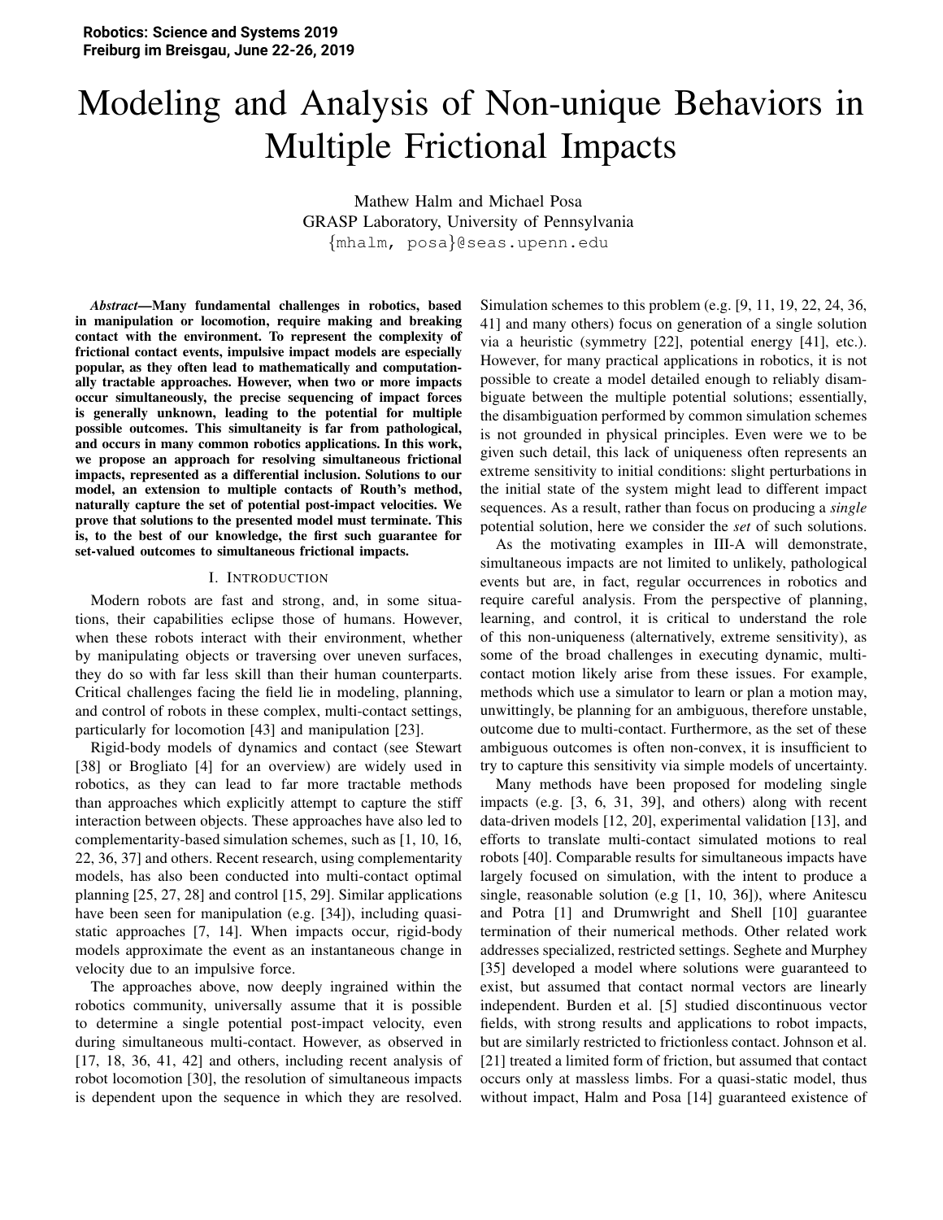# Modeling and Analysis of Non-unique Behaviors in Multiple Frictional Impacts

Mathew Halm and Michael Posa
GRASP Laboratory, University of Pennsylvania
{mhalm, posa}@seas.upenn.edu

***Abstract*—Many fundamental challenges in robotics, based in manipulation or locomotion, require making and breaking contact with the environment. To represent the complexity of frictional contact events, impulsive impact models are especially popular, as they often lead to mathematically and computationally tractable approaches. However, when two or more impacts occur simultaneously, the precise sequencing of impact forces is generally unknown, leading to the potential for multiple possible outcomes. This simultaneity is far from pathological, and occurs in many common robotics applications. In this work, we propose an approach for resolving simultaneous frictional impacts, represented as a differential inclusion. Solutions to our model, an extension to multiple contacts of Routh's method, naturally capture the set of potential post-impact velocities. We prove that solutions to the presented model must terminate. This is, to the best of our knowledge, the first such guarantee for set-valued outcomes to simultaneous frictional impacts.**

## I. Introduction

Modern robots are fast and strong, and, in some situations, their capabilities eclipse those of humans. However, when these robots interact with their environment, whether by manipulating objects or traversing over uneven surfaces, they do so with far less skill than their human counterparts. Critical challenges facing the field lie in modeling, planning, and control of robots in these complex, multi-contact settings, particularly for locomotion [43] and manipulation [23].

Rigid-body models of dynamics and contact (see Stewart [38] or Brogliato [4] for an overview) are widely used in robotics, as they can lead to far more tractable methods than approaches which explicitly attempt to capture the stiff interaction between objects. These approaches have also led to complementarity-based simulation schemes, such as [1, 10, 16, 22, 36, 37] and others. Recent research, using complementarity models, has also been conducted into multi-contact optimal planning [25, 27, 28] and control [15, 29]. Similar applications have been seen for manipulation (e.g. [34]), including quasi-static approaches [7, 14]. When impacts occur, rigid-body models approximate the event as an instantaneous change in velocity due to an impulsive force.

The approaches above, now deeply ingrained within the robotics community, universally assume that it is possible to determine a single potential post-impact velocity, even during simultaneous multi-contact. However, as observed in [17, 18, 36, 41, 42] and others, including recent analysis of robot locomotion [30], the resolution of simultaneous impacts is dependent upon the sequence in which they are resolved. Simulation schemes to this problem (e.g. [9, 11, 19, 22, 24, 36, 41] and many others) focus on generation of a single solution via a heuristic (symmetry [22], potential energy [41], etc.). However, for many practical applications in robotics, it is not possible to create a model detailed enough to reliably disambiguate between the multiple potential solutions; essentially, the disambiguation performed by common simulation schemes is not grounded in physical principles. Even were we to be given such detail, this lack of uniqueness often represents an extreme sensitivity to initial conditions: slight perturbations in the initial state of the system might lead to different impact sequences. As a result, rather than focus on producing a *single* potential solution, here we consider the *set* of such solutions.

As the motivating examples in III-A will demonstrate, simultaneous impacts are not limited to unlikely, pathological events but are, in fact, regular occurrences in robotics and require careful analysis. From the perspective of planning, learning, and control, it is critical to understand the role of this non-uniqueness (alternatively, extreme sensitivity), as some of the broad challenges in executing dynamic, multi-contact motion likely arise from these issues. For example, methods which use a simulator to learn or plan a motion may, unwittingly, be planning for an ambiguous, therefore unstable, outcome due to multi-contact. Furthermore, as the set of these ambiguous outcomes is often non-convex, it is insufficient to try to capture this sensitivity via simple models of uncertainty.

Many methods have been proposed for modeling single impacts (e.g. [3, 6, 31, 39], and others) along with recent data-driven models [12, 20], experimental validation [13], and efforts to translate multi-contact simulated motions to real robots [40]. Comparable results for simultaneous impacts have largely focused on simulation, with the intent to produce a single, reasonable solution (e.g [1, 10, 36]), where Anitescu and Potra [1] and Drumwright and Shell [10] guarantee termination of their numerical methods. Other related work addresses specialized, restricted settings. Seghete and Murphey [35] developed a model where solutions were guaranteed to exist, but assumed that contact normal vectors are linearly independent. Burden et al. [5] studied discontinuous vector fields, with strong results and applications to robot impacts, but are similarly restricted to frictionless contact. Johnson et al. [21] treated a limited form of friction, but assumed that contact occurs only at massless limbs. For a quasi-static model, thus without impact, Halm and Posa [14] guaranteed existence of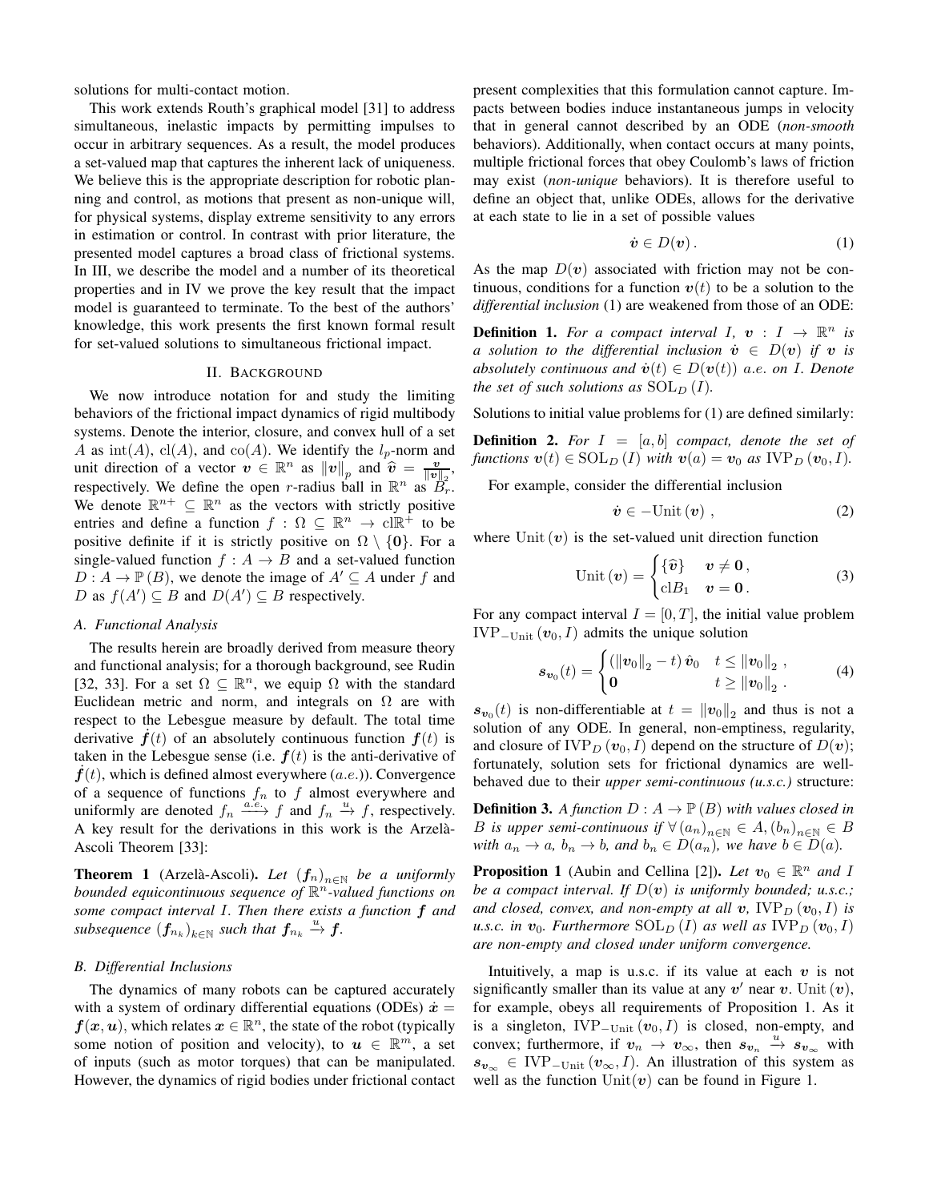solutions for multi-contact motion.

This work extends Routh's graphical model [31] to address simultaneous, inelastic impacts by permitting impulses to occur in arbitrary sequences. As a result, the model produces a set-valued map that captures the inherent lack of uniqueness. We believe this is the appropriate description for robotic planning and control, as motions that present as non-unique will, for physical systems, display extreme sensitivity to any errors in estimation or control. In contrast with prior literature, the presented model captures a broad class of frictional systems. In III, we describe the model and a number of its theoretical properties and in IV we prove the key result that the impact model is guaranteed to terminate. To the best of the authors' knowledge, this work presents the first known formal result for set-valued solutions to simultaneous frictional impact.

## II. Background

We now introduce notation for and study the limiting behaviors of the frictional impact dynamics of rigid multibody systems. Denote the interior, closure, and convex hull of a set $A$ as $\mathrm{int}(A)$, $\mathrm{cl}(A)$, and $\mathrm{co}(A)$. We identify the $l_p$-norm and unit direction of a vector $\boldsymbol{v} \in \mathbb{R}^n$ as $\|\boldsymbol{v}\|_p$ and $\widehat{\boldsymbol{v}} = \frac{\boldsymbol{v}}{\|\boldsymbol{v}\|_2}$, respectively. We define the open $r$-radius ball in $\mathbb{R}^n$ as $B_r$. We denote $\mathbb{R}^{n+} \subseteq \mathbb{R}^n$ as the vectors with strictly positive entries and define a function $f : \Omega \subseteq \mathbb{R}^n \to \mathrm{cl}\mathbb{R}^+$ to be positive definite if it is strictly positive on $\Omega \setminus \{\mathbf{0}\}$. For a single-valued function $f : A \to B$ and a set-valued function $D : A \to \mathbb{P}(B)$, we denote the image of $A' \subseteq A$ under $f$ and $D$ as $f(A') \subseteq B$ and $D(A') \subseteq B$ respectively.

### A. Functional Analysis

The results herein are broadly derived from measure theory and functional analysis; for a thorough background, see Rudin [32, 33]. For a set $\Omega \subseteq \mathbb{R}^n$, we equip $\Omega$ with the standard Euclidean metric and norm, and integrals on $\Omega$ are with respect to the Lebesgue measure by default. The total time derivative $\dot{\boldsymbol{f}}(t)$ of an absolutely continuous function $\boldsymbol{f}(t)$ is taken in the Lebesgue sense (i.e. $\boldsymbol{f}(t)$ is the anti-derivative of $\dot{\boldsymbol{f}}(t)$, which is defined almost everywhere $(a.e.)$). Convergence of a sequence of functions $f_n$ to $f$ almost everywhere and uniformly are denoted $f_n \xrightarrow{a.e.} f$ and $f_n \xrightarrow{u} f$, respectively. A key result for the derivations in this work is the Arzelà-Ascoli Theorem [33]:

**Theorem 1** (Arzelà-Ascoli). *Let $(\boldsymbol{f}_n)_{n\in\mathbb{N}}$ be a uniformly bounded equicontinuous sequence of $\mathbb{R}^n$-valued functions on some compact interval $I$. Then there exists a function $\boldsymbol{f}$ and subsequence $(\boldsymbol{f}_{n_k})_{k\in\mathbb{N}}$ such that $\boldsymbol{f}_{n_k} \xrightarrow{u} \boldsymbol{f}$.*

### B. Differential Inclusions

The dynamics of many robots can be captured accurately with a system of ordinary differential equations (ODEs) $\dot{\boldsymbol{x}} = \boldsymbol{f}(\boldsymbol{x}, \boldsymbol{u})$, which relates $\boldsymbol{x} \in \mathbb{R}^n$, the state of the robot (typically some notion of position and velocity), to $\boldsymbol{u} \in \mathbb{R}^m$, a set of inputs (such as motor torques) that can be manipulated. However, the dynamics of rigid bodies under frictional contact present complexities that this formulation cannot capture. Impacts between bodies induce instantaneous jumps in velocity that in general cannot described by an ODE (*non-smooth* behaviors). Additionally, when contact occurs at many points, multiple frictional forces that obey Coulomb's laws of friction may exist (*non-unique* behaviors). It is therefore useful to define an object that, unlike ODEs, allows for the derivative at each state to lie in a set of possible values

$$\dot{\boldsymbol{v}} \in D(\boldsymbol{v})\,. \tag{1}$$

As the map $D(\boldsymbol{v})$ associated with friction may not be continuous, conditions for a function $\boldsymbol{v}(t)$ to be a solution to the *differential inclusion* (1) are weakened from those of an ODE:

**Definition 1.** *For a compact interval $I$, $\boldsymbol{v} : I \to \mathbb{R}^n$ is a solution to the differential inclusion $\dot{\boldsymbol{v}} \in D(\boldsymbol{v})$ if $\boldsymbol{v}$ is absolutely continuous and $\dot{\boldsymbol{v}}(t) \in D(\boldsymbol{v}(t))$ $a.e.$ on $I$. Denote the set of such solutions as $\mathrm{SOL}_D(I)$.*

Solutions to initial value problems for (1) are defined similarly:

**Definition 2.** *For $I = [a, b]$ compact, denote the set of functions $\boldsymbol{v}(t) \in \mathrm{SOL}_D(I)$ with $\boldsymbol{v}(a) = \boldsymbol{v}_0$ as $\mathrm{IVP}_D(\boldsymbol{v}_0, I)$.*

For example, consider the differential inclusion

$$\dot{\boldsymbol{v}} \in -\mathrm{Unit}(\boldsymbol{v})\,, \tag{2}$$

where $\mathrm{Unit}(\boldsymbol{v})$ is the set-valued unit direction function

$$\mathrm{Unit}(\boldsymbol{v}) = \begin{cases} \{\widehat{\boldsymbol{v}}\} & \boldsymbol{v} \neq \mathbf{0}\,, \\ \mathrm{cl}B_1 & \boldsymbol{v} = \mathbf{0}\,. \end{cases} \tag{3}$$

For any compact interval $I = [0, T]$, the initial value problem $\mathrm{IVP}_{-\mathrm{Unit}}(\boldsymbol{v}_0, I)$ admits the unique solution

$$\boldsymbol{s}_{\boldsymbol{v}_0}(t) = \begin{cases} (\|\boldsymbol{v}_0\|_2 - t)\,\hat{\boldsymbol{v}}_0 & t \leq \|\boldsymbol{v}_0\|_2\,, \\ \mathbf{0} & t \geq \|\boldsymbol{v}_0\|_2\,. \end{cases} \tag{4}$$

$\boldsymbol{s}_{\boldsymbol{v}_0}(t)$ is non-differentiable at $t = \|\boldsymbol{v}_0\|_2$ and thus is not a solution of any ODE. In general, non-emptiness, regularity, and closure of $\mathrm{IVP}_D(\boldsymbol{v}_0, I)$ depend on the structure of $D(\boldsymbol{v})$; fortunately, solution sets for frictional dynamics are well-behaved due to their *upper semi-continuous (u.s.c.)* structure:

**Definition 3.** *A function $D : A \to \mathbb{P}(B)$ with values closed in $B$ is upper semi-continuous if $\forall (a_n)_{n\in\mathbb{N}} \in A, (b_n)_{n\in\mathbb{N}} \in B$ with $a_n \to a$, $b_n \to b$, and $b_n \in D(a_n)$, we have $b \in D(a)$.*

**Proposition 1** (Aubin and Cellina [2]). *Let $\boldsymbol{v}_0 \in \mathbb{R}^n$ and $I$ be a compact interval. If $D(\boldsymbol{v})$ is uniformly bounded; u.s.c.; and closed, convex, and non-empty at all $\boldsymbol{v}$, $\mathrm{IVP}_D(\boldsymbol{v}_0, I)$ is u.s.c. in $\boldsymbol{v}_0$. Furthermore $\mathrm{SOL}_D(I)$ as well as $\mathrm{IVP}_D(\boldsymbol{v}_0, I)$ are non-empty and closed under uniform convergence.*

Intuitively, a map is u.s.c. if its value at each $\boldsymbol{v}$ is not significantly smaller than its value at any $\boldsymbol{v}'$ near $\boldsymbol{v}$. $\mathrm{Unit}(\boldsymbol{v})$, for example, obeys all requirements of Proposition 1. As it is a singleton, $\mathrm{IVP}_{-\mathrm{Unit}}(\boldsymbol{v}_0, I)$ is closed, non-empty, and convex; furthermore, if $\boldsymbol{v}_n \to \boldsymbol{v}_\infty$, then $\boldsymbol{s}_{\boldsymbol{v}_n} \xrightarrow{u} \boldsymbol{s}_{\boldsymbol{v}_\infty}$ with $\boldsymbol{s}_{\boldsymbol{v}_\infty} \in \mathrm{IVP}_{-\mathrm{Unit}}(\boldsymbol{v}_\infty, I)$. An illustration of this system as well as the function $\mathrm{Unit}(\boldsymbol{v})$ can be found in Figure 1.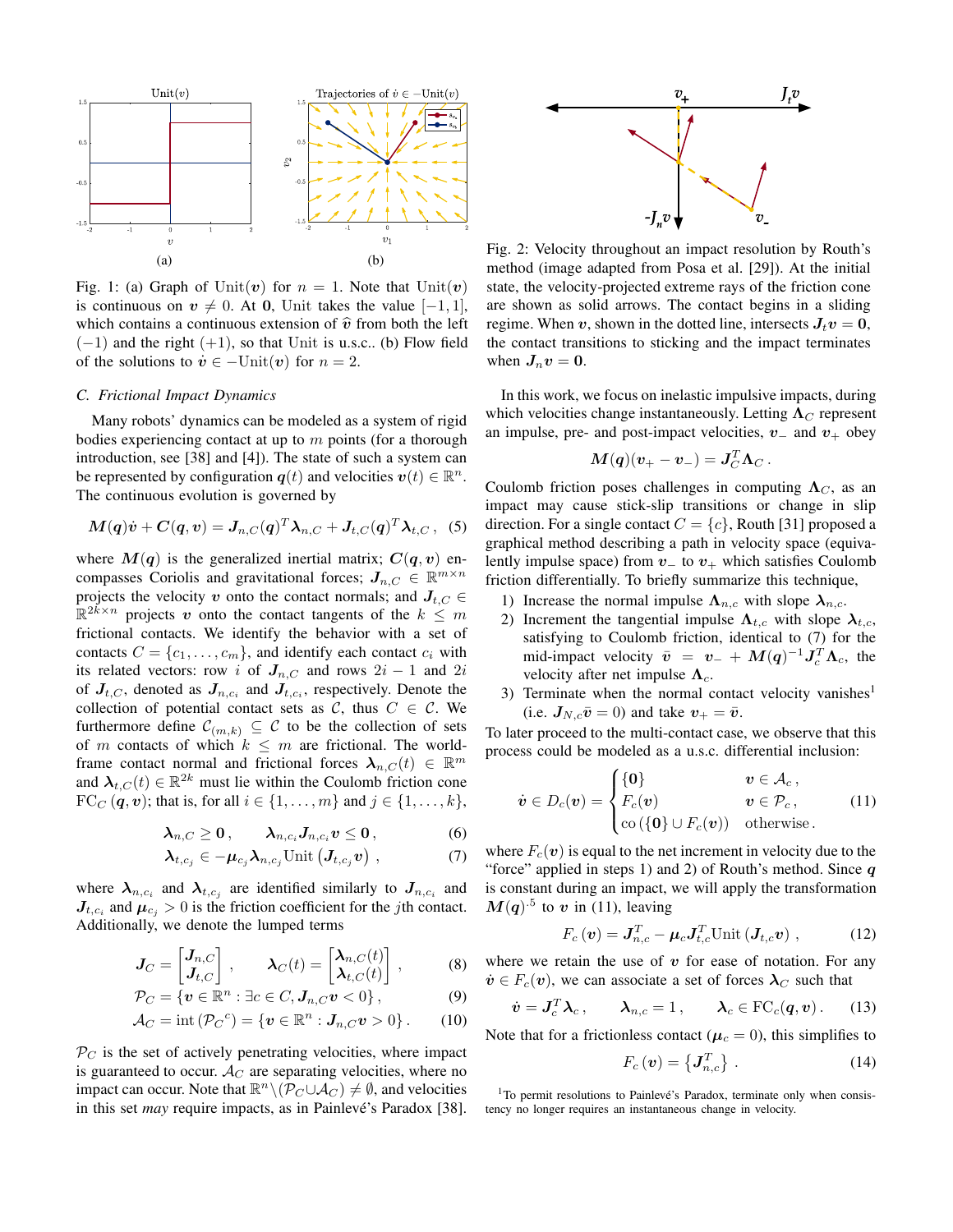Fig. 1: (a) Graph of $\mathrm{Unit}(\boldsymbol{v})$ for $n = 1$. Note that $\mathrm{Unit}(\boldsymbol{v})$ is continuous on $\boldsymbol{v} \neq 0$. At $\mathbf{0}$, Unit takes the value $[-1, 1]$, which contains a continuous extension of $\widehat{v}$ from both the left $(-1)$ and the right $(+1)$, so that Unit is u.s.c.. (b) Flow field of the solutions to $\dot{\boldsymbol{v}} \in -\mathrm{Unit}(\boldsymbol{v})$ for $n = 2$.

Fig. 2: Velocity throughout an impact resolution by Routh's method (image adapted from Posa et al. [29]). At the initial state, the velocity-projected extreme rays of the friction cone are shown as solid arrows. The contact begins in a sliding regime. When $\boldsymbol{v}$, shown in the dotted line, intersects $\boldsymbol{J}_t \boldsymbol{v} = \mathbf{0}$, the contact transitions to sticking and the impact terminates when $\boldsymbol{J}_n \boldsymbol{v} = \mathbf{0}$.

### C. Frictional Impact Dynamics

Many robots' dynamics can be modeled as a system of rigid bodies experiencing contact at up to $m$ points (for a thorough introduction, see [38] and [4]). The state of such a system can be represented by configuration $\boldsymbol{q}(t)$ and velocities $\boldsymbol{v}(t) \in \mathbb{R}^n$. The continuous evolution is governed by

$$\boldsymbol{M}(\boldsymbol{q})\dot{\boldsymbol{v}} + \boldsymbol{C}(\boldsymbol{q}, \boldsymbol{v}) = \boldsymbol{J}_{n,C}(\boldsymbol{q})^T \boldsymbol{\lambda}_{n,C} + \boldsymbol{J}_{t,C}(\boldsymbol{q})^T \boldsymbol{\lambda}_{t,C}\,, \quad (5)$$

where $\boldsymbol{M}(\boldsymbol{q})$ is the generalized inertial matrix; $\boldsymbol{C}(\boldsymbol{q}, \boldsymbol{v})$ encompasses Coriolis and gravitational forces; $\boldsymbol{J}_{n,C} \in \mathbb{R}^{m \times n}$ projects the velocity $\boldsymbol{v}$ onto the contact normals; and $\boldsymbol{J}_{t,C} \in \mathbb{R}^{2k \times n}$ projects $\boldsymbol{v}$ onto the contact tangents of the $k \leq m$ frictional contacts. We identify the behavior with a set of contacts $C = \{c_1, \dots, c_m\}$, and identify each contact $c_i$ with its related vectors: row $i$ of $\boldsymbol{J}_{n,C}$ and rows $2i-1$ and $2i$ of $\boldsymbol{J}_{t,C}$, denoted as $\boldsymbol{J}_{n,c_i}$ and $\boldsymbol{J}_{t,c_i}$, respectively. Denote the collection of potential contact sets as $\mathcal{C}$, thus $C \in \mathcal{C}$. We furthermore define $\mathcal{C}_{(m,k)} \subseteq \mathcal{C}$ to be the collection of sets of $m$ contacts of which $k \leq m$ are frictional. The world-frame contact normal and frictional forces $\boldsymbol{\lambda}_{n,C}(t) \in \mathbb{R}^m$ and $\boldsymbol{\lambda}_{t,C}(t) \in \mathbb{R}^{2k}$ must lie within the Coulomb friction cone $\mathrm{FC}_C(\boldsymbol{q}, \boldsymbol{v})$; that is, for all $i \in \{1, \dots, m\}$ and $j \in \{1, \dots, k\}$,

$$\boldsymbol{\lambda}_{n,C} \geq \mathbf{0}\,, \qquad \boldsymbol{\lambda}_{n,c_i} \boldsymbol{J}_{n,c_i} \boldsymbol{v} \leq \mathbf{0}\,, \quad (6)$$

$$\boldsymbol{\lambda}_{t,c_j} \in -\boldsymbol{\mu}_{c_j} \boldsymbol{\lambda}_{n,c_j} \mathrm{Unit}\left(\boldsymbol{J}_{t,c_j} \boldsymbol{v}\right)\,, \quad (7)$$

where $\boldsymbol{\lambda}_{n,c_i}$ and $\boldsymbol{\lambda}_{t,c_j}$ are identified similarly to $\boldsymbol{J}_{n,c_i}$ and $\boldsymbol{J}_{t,c_i}$ and $\boldsymbol{\mu}_{c_j} > 0$ is the friction coefficient for the $j$th contact. Additionally, we denote the lumped terms

$$\boldsymbol{J}_C = \begin{bmatrix} \boldsymbol{J}_{n,C} \\ \boldsymbol{J}_{t,C} \end{bmatrix}, \qquad \boldsymbol{\lambda}_C(t) = \begin{bmatrix} \boldsymbol{\lambda}_{n,C}(t) \\ \boldsymbol{\lambda}_{t,C}(t) \end{bmatrix}, \quad (8)$$

$$\mathcal{P}_C = \{\boldsymbol{v} \in \mathbb{R}^n : \exists c \in C, \boldsymbol{J}_{n,C} \boldsymbol{v} < 0\}\,, \quad (9)$$

$$\mathcal{A}_C = \mathrm{int}\left(\mathcal{P}_C{}^c\right) = \{\boldsymbol{v} \in \mathbb{R}^n : \boldsymbol{J}_{n,C} \boldsymbol{v} > 0\}\,. \quad (10)$$

$\mathcal{P}_C$ is the set of actively penetrating velocities, where impact is guaranteed to occur. $\mathcal{A}_C$ are separating velocities, where no impact can occur. Note that $\mathbb{R}^n \backslash (\mathcal{P}_C \cup \mathcal{A}_C) \neq \emptyset$, and velocities in this set *may* require impacts, as in Painlevé's Paradox [38].

In this work, we focus on inelastic impulsive impacts, during which velocities change instantaneously. Letting $\boldsymbol{\Lambda}_C$ represent an impulse, pre- and post-impact velocities, $\boldsymbol{v}_-$ and $\boldsymbol{v}_+$ obey

$$\boldsymbol{M}(\boldsymbol{q})(\boldsymbol{v}_+ - \boldsymbol{v}_-) = \boldsymbol{J}_C^T \boldsymbol{\Lambda}_C\,.$$

Coulomb friction poses challenges in computing $\boldsymbol{\Lambda}_C$, as an impact may cause stick-slip transitions or change in slip direction. For a single contact $C = \{c\}$, Routh [31] proposed a graphical method describing a path in velocity space (equivalently impulse space) from $\boldsymbol{v}_-$ to $\boldsymbol{v}_+$ which satisfies Coulomb friction differentially. To briefly summarize this technique,

1) Increase the normal impulse $\boldsymbol{\Lambda}_{n,c}$ with slope $\boldsymbol{\lambda}_{n,c}$.
2) Increment the tangential impulse $\boldsymbol{\Lambda}_{t,c}$ with slope $\boldsymbol{\lambda}_{t,c}$, satisfying to Coulomb friction, identical to (7) for the mid-impact velocity $\bar{\boldsymbol{v}} = \boldsymbol{v}_- + \boldsymbol{M}(\boldsymbol{q})^{-1} \boldsymbol{J}_c^T \boldsymbol{\Lambda}_c$, the velocity after net impulse $\boldsymbol{\Lambda}_c$.
3) Terminate when the normal contact velocity vanishes[1] (i.e. $\boldsymbol{J}_{N,c} \bar{\boldsymbol{v}} = 0$) and take $\boldsymbol{v}_+ = \bar{\boldsymbol{v}}$.

To later proceed to the multi-contact case, we observe that this process could be modeled as a u.s.c. differential inclusion:

$$\dot{\boldsymbol{v}} \in D_c(\boldsymbol{v}) = \begin{cases} \{\mathbf{0}\} & \boldsymbol{v} \in \mathcal{A}_c\,, \\ F_c(\boldsymbol{v}) & \boldsymbol{v} \in \mathcal{P}_c\,, \\ \mathrm{co}\left(\{\mathbf{0}\} \cup F_c(\boldsymbol{v})\right) & \text{otherwise}\,. \end{cases} \quad (11)$$

where $F_c(\boldsymbol{v})$ is equal to the net increment in velocity due to the "force" applied in steps 1) and 2) of Routh's method. Since $\boldsymbol{q}$ is constant during an impact, we will apply the transformation $\boldsymbol{M}(\boldsymbol{q})^{.5}$ to $\boldsymbol{v}$ in (11), leaving

$$F_c(\boldsymbol{v}) = \boldsymbol{J}_{n,c}^T - \boldsymbol{\mu}_c \boldsymbol{J}_{t,c}^T \mathrm{Unit}\left(\boldsymbol{J}_{t,c} \boldsymbol{v}\right)\,, \quad (12)$$

where we retain the use of $\boldsymbol{v}$ for ease of notation. For any $\dot{\boldsymbol{v}} \in F_c(\boldsymbol{v})$, we can associate a set of forces $\boldsymbol{\lambda}_C$ such that

$$\dot{\boldsymbol{v}} = \boldsymbol{J}_c^T \boldsymbol{\lambda}_c\,, \qquad \boldsymbol{\lambda}_{n,c} = 1\,, \qquad \boldsymbol{\lambda}_c \in \mathrm{FC}_c(\boldsymbol{q}, \boldsymbol{v})\,. \quad (13)$$

Note that for a frictionless contact ($\boldsymbol{\mu}_c = 0$), this simplifies to

$$F_c(\boldsymbol{v}) = \left\{\boldsymbol{J}_{n,c}^T\right\}\,. \quad (14)$$

[1] To permit resolutions to Painlevé's Paradox, terminate only when consistency no longer requires an instantaneous change in velocity.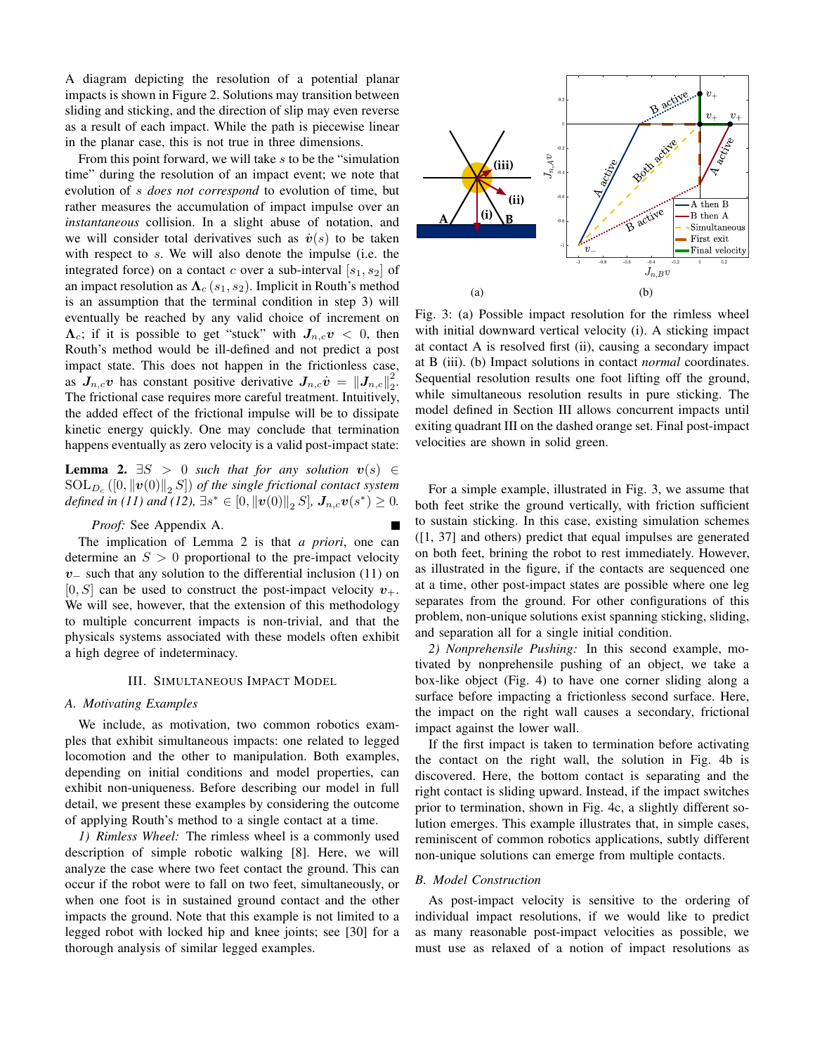A diagram depicting the resolution of a potential planar impacts is shown in Figure 2. Solutions may transition between sliding and sticking, and the direction of slip may even reverse as a result of each impact. While the path is piecewise linear in the planar case, this is not true in three dimensions.

From this point forward, we will take $s$ to be the "simulation time" during the resolution of an impact event; we note that evolution of $s$ *does not correspond* to evolution of time, but rather measures the accumulation of impact impulse over an *instantaneous* collision. In a slight abuse of notation, and we will consider total derivatives such as $\dot{\boldsymbol{v}}(s)$ to be taken with respect to $s$. We will also denote the impulse (i.e. the integrated force) on a contact $c$ over a sub-interval $[s_1, s_2]$ of an impact resolution as $\boldsymbol{\Lambda}_c(s_1, s_2)$. Implicit in Routh's method is an assumption that the terminal condition in step 3) will eventually be reached by any valid choice of increment on $\boldsymbol{\Lambda}_c$; if it is possible to get "stuck" with $\boldsymbol{J}_{n,c}\boldsymbol{v} < 0$, then Routh's method would be ill-defined and not predict a post impact state. This does not happen in the frictionless case, as $\boldsymbol{J}_{n,c}\boldsymbol{v}$ has constant positive derivative $\boldsymbol{J}_{n,c}\dot{\boldsymbol{v}} = \|\boldsymbol{J}_{n,c}\|_2^2$. The frictional case requires more careful treatment. Intuitively, the added effect of the frictional impulse will be to dissipate kinetic energy quickly. One may conclude that termination happens eventually as zero velocity is a valid post-impact state:

**Lemma 2.** *$\exists S > 0$ such that for any solution $\boldsymbol{v}(s) \in \mathrm{SOL}_{D_c}([0, \|\boldsymbol{v}(0)\|_2 S])$ of the single frictional contact system defined in (11) and (12), $\exists s^* \in [0, \|\boldsymbol{v}(0)\|_2 S]$, $\boldsymbol{J}_{n,c}\boldsymbol{v}(s^*) \geq 0$.*

*Proof:* See Appendix A. ∎

The implication of Lemma 2 is that *a priori*, one can determine an $S > 0$ proportional to the pre-impact velocity $\boldsymbol{v}_-$ such that any solution to the differential inclusion (11) on $[0, S]$ can be used to construct the post-impact velocity $\boldsymbol{v}_+$. We will see, however, that the extension of this methodology to multiple concurrent impacts is non-trivial, and that the physicals systems associated with these models often exhibit a high degree of indeterminacy.

## III. Simultaneous Impact Model

### A. Motivating Examples

We include, as motivation, two common robotics examples that exhibit simultaneous impacts: one related to legged locomotion and the other to manipulation. Both examples, depending on initial conditions and model properties, can exhibit non-uniqueness. Before describing our model in full detail, we present these examples by considering the outcome of applying Routh's method to a single contact at a time.

*1) Rimless Wheel:* The rimless wheel is a commonly used description of simple robotic walking [8]. Here, we will analyze the case where two feet contact the ground. This can occur if the robot were to fall on two feet, simultaneously, or when one foot is in sustained ground contact and the other impacts the ground. Note that this example is not limited to a legged robot with locked hip and knee joints; see [30] for a thorough analysis of similar legged examples.

Fig. 3: (a) Possible impact resolution for the rimless wheel with initial downward vertical velocity (i). A sticking impact at contact A is resolved first (ii), causing a secondary impact at B (iii). (b) Impact solutions in contact *normal* coordinates. Sequential resolution results one foot lifting off the ground, while simultaneous resolution results in pure sticking. The model defined in Section III allows concurrent impacts until exiting quadrant III on the dashed orange set. Final post-impact velocities are shown in solid green.

For a simple example, illustrated in Fig. 3, we assume that both feet strike the ground vertically, with friction sufficient to sustain sticking. In this case, existing simulation schemes ([1, 37] and others) predict that equal impulses are generated on both feet, brining the robot to rest immediately. However, as illustrated in the figure, if the contacts are sequenced one at a time, other post-impact states are possible where one leg separates from the ground. For other configurations of this problem, non-unique solutions exist spanning sticking, sliding, and separation all for a single initial condition.

*2) Nonprehensile Pushing:* In this second example, motivated by nonprehensile pushing of an object, we take a box-like object (Fig. 4) to have one corner sliding along a surface before impacting a frictionless second surface. Here, the impact on the right wall causes a secondary, frictional impact against the lower wall.

If the first impact is taken to termination before activating the contact on the right wall, the solution in Fig. 4b is discovered. Here, the bottom contact is separating and the right contact is sliding upward. Instead, if the impact switches prior to termination, shown in Fig. 4c, a slightly different solution emerges. This example illustrates that, in simple cases, reminiscent of common robotics applications, subtly different non-unique solutions can emerge from multiple contacts.

### B. Model Construction

As post-impact velocity is sensitive to the ordering of individual impact resolutions, if we would like to predict as many reasonable post-impact velocities as possible, we must use as relaxed of a notion of impact resolutions as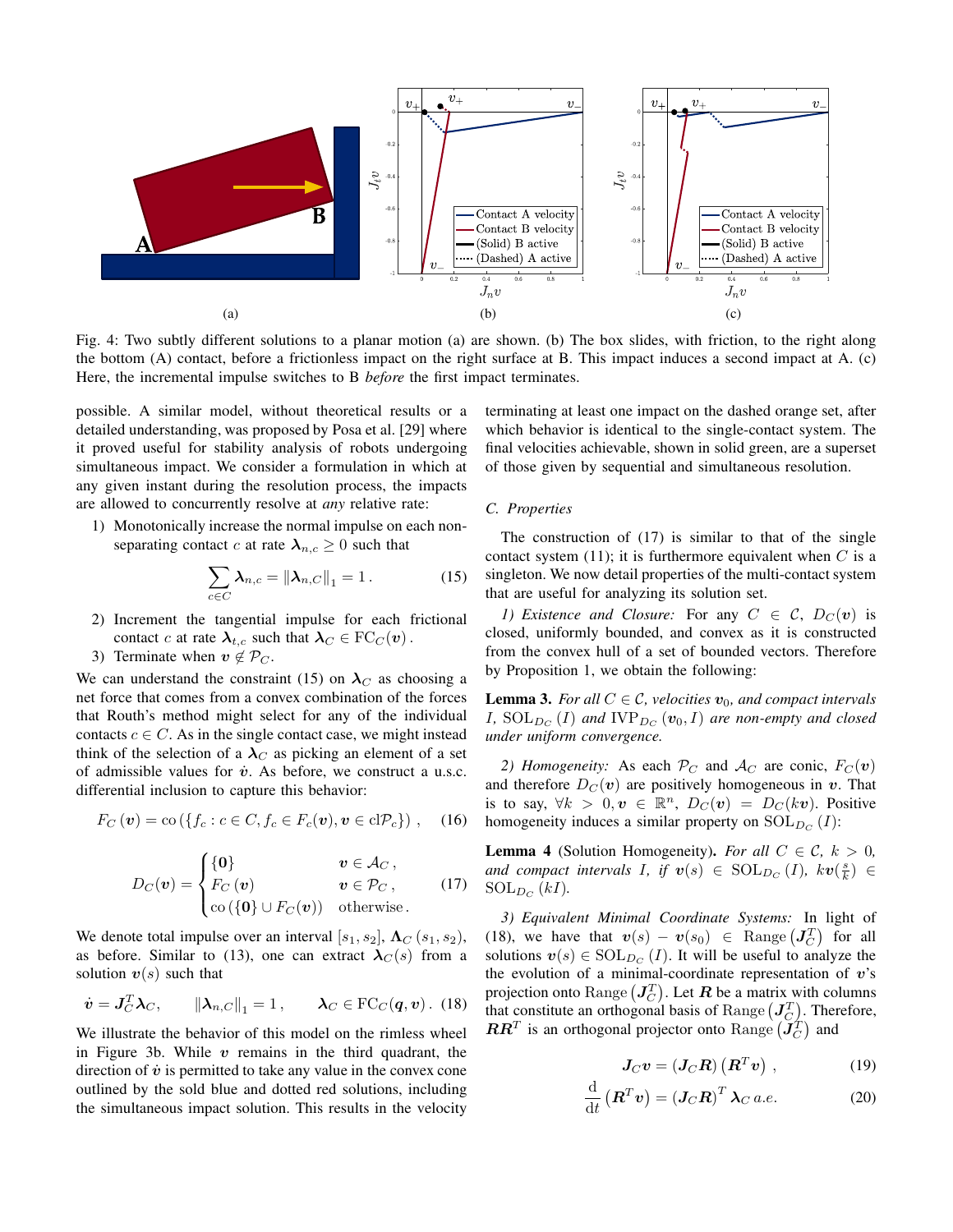Fig. 4: Two subtly different solutions to a planar motion (a) are shown. (b) The box slides, with friction, to the right along the bottom (A) contact, before a frictionless impact on the right surface at B. This impact induces a second impact at A. (c) Here, the incremental impulse switches to B *before* the first impact terminates.

possible. A similar model, without theoretical results or a detailed understanding, was proposed by Posa et al. [29] where it proved useful for stability analysis of robots undergoing simultaneous impact. We consider a formulation in which at any given instant during the resolution process, the impacts are allowed to concurrently resolve at *any* relative rate:

1) Monotonically increase the normal impulse on each non-separating contact $c$ at rate $\boldsymbol{\lambda}_{n,c} \geq 0$ such that

$$\sum_{c \in C} \boldsymbol{\lambda}_{n,c} = \|\boldsymbol{\lambda}_{n,C}\|_1 = 1\,. \tag{15}$$

2) Increment the tangential impulse for each frictional contact $c$ at rate $\boldsymbol{\lambda}_{t,c}$ such that $\boldsymbol{\lambda}_C \in \mathrm{FC}_C(\boldsymbol{v})$.
3) Terminate when $\boldsymbol{v} \notin \mathcal{P}_C$.

We can understand the constraint (15) on $\boldsymbol{\lambda}_C$ as choosing a net force that comes from a convex combination of the forces that Routh's method might select for any of the individual contacts $c \in C$. As in the single contact case, we might instead think of the selection of a $\boldsymbol{\lambda}_C$ as picking an element of a set of admissible values for $\dot{\boldsymbol{v}}$. As before, we construct a u.s.c. differential inclusion to capture this behavior:

$$F_C\left(\boldsymbol{v}\right) = \mathrm{co}\left(\{f_c : c \in C, f_c \in F_c(\boldsymbol{v}), \boldsymbol{v} \in \mathrm{cl}\mathcal{P}_c\}\right)\,, \tag{16}$$

$$D_C(\boldsymbol{v}) = \begin{cases} \{\boldsymbol{0}\} & \boldsymbol{v} \in \mathcal{A}_C\,, \\ F_C\left(\boldsymbol{v}\right) & \boldsymbol{v} \in \mathcal{P}_C\,, \\ \mathrm{co}\left(\{\boldsymbol{0}\} \cup F_C(\boldsymbol{v})\right) & \text{otherwise}\,. \end{cases} \tag{17}$$

We denote total impulse over an interval $[s_1, s_2]$, $\boldsymbol{\Lambda}_C\left(s_1, s_2\right)$, as before. Similar to (13), one can extract $\boldsymbol{\lambda}_C(s)$ from a solution $\boldsymbol{v}(s)$ such that

$$\dot{\boldsymbol{v}} = \boldsymbol{J}_C^T \boldsymbol{\lambda}_C, \qquad \|\boldsymbol{\lambda}_{n,C}\|_1 = 1\,, \qquad \boldsymbol{\lambda}_C \in \mathrm{FC}_C(\boldsymbol{q}, \boldsymbol{v})\,. \tag{18}$$

We illustrate the behavior of this model on the rimless wheel in Figure 3b. While $\boldsymbol{v}$ remains in the third quadrant, the direction of $\dot{\boldsymbol{v}}$ is permitted to take any value in the convex cone outlined by the sold blue and dotted red solutions, including the simultaneous impact solution. This results in the velocity terminating at least one impact on the dashed orange set, after which behavior is identical to the single-contact system. The final velocities achievable, shown in solid green, are a superset of those given by sequential and simultaneous resolution.

### C. Properties

The construction of (17) is similar to that of the single contact system (11); it is furthermore equivalent when $C$ is a singleton. We now detail properties of the multi-contact system that are useful for analyzing its solution set.

*1) Existence and Closure:* For any $C \in \mathcal{C}$, $D_C(\boldsymbol{v})$ is closed, uniformly bounded, and convex as it is constructed from the convex hull of a set of bounded vectors. Therefore by Proposition 1, we obtain the following:

**Lemma 3.** *For all $C \in \mathcal{C}$, velocities $\boldsymbol{v}_0$, and compact intervals $I$, $\mathrm{SOL}_{D_C}\left(I\right)$ and $\mathrm{IVP}_{D_C}\left(\boldsymbol{v}_0, I\right)$ are non-empty and closed under uniform convergence.*

*2) Homogeneity:* As each $\mathcal{P}_C$ and $\mathcal{A}_C$ are conic, $F_C(\boldsymbol{v})$ and therefore $D_C(\boldsymbol{v})$ are positively homogeneous in $\boldsymbol{v}$. That is to say, $\forall k > 0, \boldsymbol{v} \in \mathbb{R}^n$, $D_C(\boldsymbol{v}) = D_C(k\boldsymbol{v})$. Positive homogeneity induces a similar property on $\mathrm{SOL}_{D_C}\left(I\right)$:

**Lemma 4** (Solution Homogeneity)**.** *For all $C \in \mathcal{C}$, $k > 0$, and compact intervals $I$, if $\boldsymbol{v}(s) \in \mathrm{SOL}_{D_C}\left(I\right)$, $k\boldsymbol{v}(\frac{s}{k}) \in \mathrm{SOL}_{D_C}\left(kI\right)$.*

*3) Equivalent Minimal Coordinate Systems:* In light of (18), we have that $\boldsymbol{v}(s) - \boldsymbol{v}(s_0) \in \mathrm{Range}\left(\boldsymbol{J}_C^T\right)$ for all solutions $\boldsymbol{v}(s) \in \mathrm{SOL}_{D_C}\left(I\right)$. It will be useful to analyze the the evolution of a minimal-coordinate representation of $\boldsymbol{v}$'s projection onto $\mathrm{Range}\left(\boldsymbol{J}_C^T\right)$. Let $\boldsymbol{R}$ be a matrix with columns that constitute an orthogonal basis of $\mathrm{Range}\left(\boldsymbol{J}_C^T\right)$. Therefore, $\boldsymbol{R}\boldsymbol{R}^T$ is an orthogonal projector onto $\mathrm{Range}\left(\boldsymbol{J}_C^T\right)$ and

$$\boldsymbol{J}_C\boldsymbol{v} = \left(\boldsymbol{J}_C\boldsymbol{R}\right)\left(\boldsymbol{R}^T\boldsymbol{v}\right)\,, \tag{19}$$

$$\frac{\mathrm{d}}{\mathrm{d}t}\left(\boldsymbol{R}^T\boldsymbol{v}\right) = \left(\boldsymbol{J}_C\boldsymbol{R}\right)^T\boldsymbol{\lambda}_C \; a.e. \tag{20}$$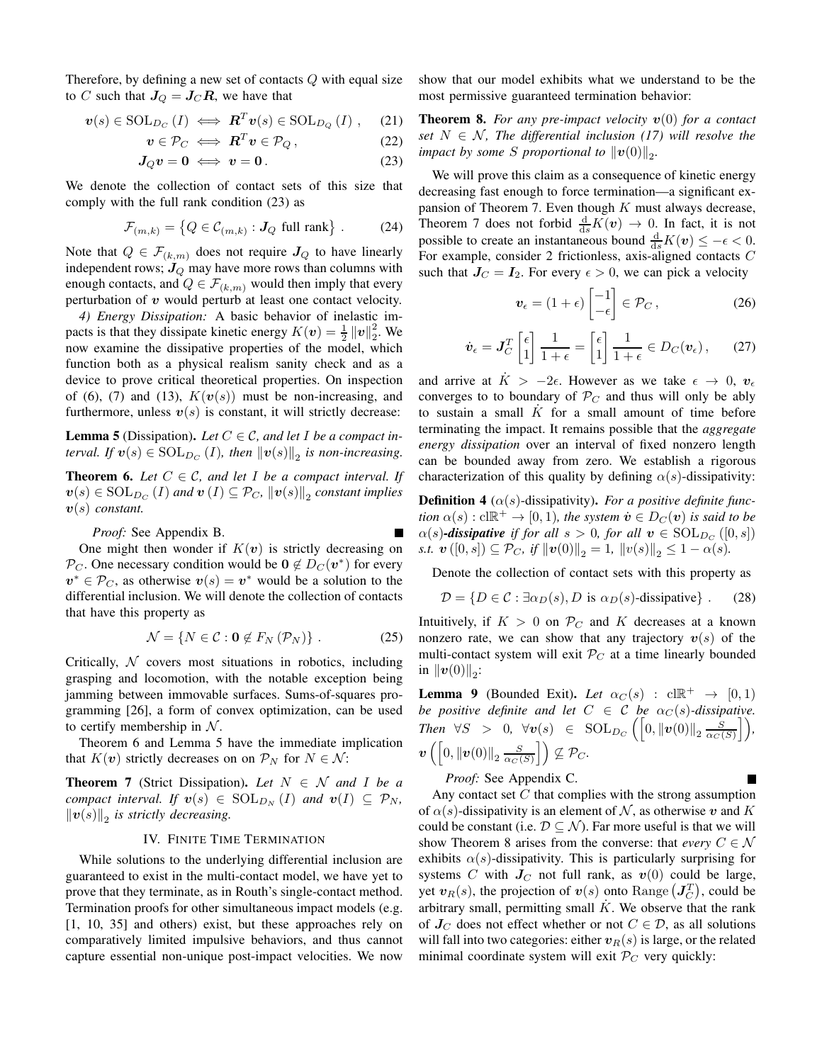Therefore, by defining a new set of contacts $Q$ with equal size to $C$ such that $\boldsymbol{J}_Q = \boldsymbol{J}_C \boldsymbol{R}$, we have that

$$\boldsymbol{v}(s) \in \mathrm{SOL}_{D_C}(I) \iff \boldsymbol{R}^T \boldsymbol{v}(s) \in \mathrm{SOL}_{D_Q}(I)\,, \tag{21}$$

$$\boldsymbol{v} \in \mathcal{P}_C \iff \boldsymbol{R}^T \boldsymbol{v} \in \mathcal{P}_Q\,, \tag{22}$$

$$\boldsymbol{J}_Q \boldsymbol{v} = \boldsymbol{0} \iff \boldsymbol{v} = \boldsymbol{0}\,. \tag{23}$$

We denote the collection of contact sets of this size that comply with the full rank condition (23) as

$$\mathcal{F}_{(m,k)} = \left\{ Q \in \mathcal{C}_{(m,k)} : \boldsymbol{J}_Q \text{ full rank} \right\}\,. \tag{24}$$

Note that $Q \in \mathcal{F}_{(k,m)}$ does not require $\boldsymbol{J}_Q$ to have linearly independent rows; $\boldsymbol{J}_Q$ may have more rows than columns with enough contacts, and $Q \in \mathcal{F}_{(k,m)}$ would then imply that every perturbation of $\boldsymbol{v}$ would perturb at least one contact velocity.

*4) Energy Dissipation:* A basic behavior of inelastic impacts is that they dissipate kinetic energy $K(\boldsymbol{v}) = \frac{1}{2}\|\boldsymbol{v}\|_2^2$. We now examine the dissipative properties of the model, which function both as a physical realism sanity check and as a device to prove critical theoretical properties. On inspection of (6), (7) and (13), $K(\boldsymbol{v}(s))$ must be non-increasing, and furthermore, unless $\boldsymbol{v}(s)$ is constant, it will strictly decrease:

**Lemma 5** (Dissipation). *Let $C \in \mathcal{C}$, and let $I$ be a compact interval. If $\boldsymbol{v}(s) \in \mathrm{SOL}_{D_C}(I)$, then $\|\boldsymbol{v}(s)\|_2$ is non-increasing.*

**Theorem 6.** *Let $C \in \mathcal{C}$, and let $I$ be a compact interval. If $\boldsymbol{v}(s) \in \mathrm{SOL}_{D_C}(I)$ and $\boldsymbol{v}(I) \subseteq \mathcal{P}_C$, $\|\boldsymbol{v}(s)\|_2$ constant implies $\boldsymbol{v}(s)$ constant.*

*Proof:* See Appendix B. ∎

One might then wonder if $K(\boldsymbol{v})$ is strictly decreasing on $\mathcal{P}_C$. One necessary condition would be $\boldsymbol{0} \notin D_C(\boldsymbol{v}^*)$ for every $\boldsymbol{v}^* \in \mathcal{P}_C$, as otherwise $\boldsymbol{v}(s) = \boldsymbol{v}^*$ would be a solution to the differential inclusion. We will denote the collection of contacts that have this property as

$$\mathcal{N} = \left\{ N \in \mathcal{C} : \boldsymbol{0} \notin F_N(\mathcal{P}_N) \right\}\,. \tag{25}$$

Critically, $\mathcal{N}$ covers most situations in robotics, including grasping and locomotion, with the notable exception being jamming between immovable surfaces. Sums-of-squares programming [26], a form of convex optimization, can be used to certify membership in $\mathcal{N}$.

Theorem 6 and Lemma 5 have the immediate implication that $K(\boldsymbol{v})$ strictly decreases on on $\mathcal{P}_N$ for $N \in \mathcal{N}$:

**Theorem 7** (Strict Dissipation). *Let $N \in \mathcal{N}$ and $I$ be a compact interval. If $\boldsymbol{v}(s) \in \mathrm{SOL}_{D_N}(I)$ and $\boldsymbol{v}(I) \subseteq \mathcal{P}_N$, $\|\boldsymbol{v}(s)\|_2$ is strictly decreasing.*

## IV. Finite Time Termination

While solutions to the underlying differential inclusion are guaranteed to exist in the multi-contact model, we have yet to prove that they terminate, as in Routh's single-contact method. Termination proofs for other simultaneous impact models (e.g. [1, 10, 35] and others) exist, but these approaches rely on comparatively limited impulsive behaviors, and thus cannot capture essential non-unique post-impact velocities. We now show that our model exhibits what we understand to be the most permissive guaranteed termination behavior:

**Theorem 8.** *For any pre-impact velocity $\boldsymbol{v}(0)$ for a contact set $N \in \mathcal{N}$, The differential inclusion (17) will resolve the impact by some $S$ proportional to $\|\boldsymbol{v}(0)\|_2$.*

We will prove this claim as a consequence of kinetic energy decreasing fast enough to force termination—a significant expansion of Theorem 7. Even though $K$ must always decrease, Theorem 7 does not forbid $\frac{\mathrm{d}}{\mathrm{d}s}K(\boldsymbol{v}) \to 0$. In fact, it is not possible to create an instantaneous bound $\frac{\mathrm{d}}{\mathrm{d}s}K(\boldsymbol{v}) \leq -\epsilon < 0$. For example, consider 2 frictionless, axis-aligned contacts $C$ such that $\boldsymbol{J}_C = \boldsymbol{I}_2$. For every $\epsilon > 0$, we can pick a velocity

$$\boldsymbol{v}_\epsilon = (1+\epsilon)\begin{bmatrix} -1 \\ -\epsilon \end{bmatrix} \in \mathcal{P}_C\,, \tag{26}$$

$$\dot{\boldsymbol{v}}_\epsilon = \boldsymbol{J}_C^T \begin{bmatrix} \epsilon \\ 1 \end{bmatrix} \frac{1}{1+\epsilon} = \begin{bmatrix} \epsilon \\ 1 \end{bmatrix} \frac{1}{1+\epsilon} \in D_C(\boldsymbol{v}_\epsilon)\,, \tag{27}$$

and arrive at $\dot{K} > -2\epsilon$. However as we take $\epsilon \to 0$, $\boldsymbol{v}_\epsilon$ converges to to boundary of $\mathcal{P}_C$ and thus will only be ably to sustain a small $\dot{K}$ for a small amount of time before terminating the impact. It remains possible that the *aggregate energy dissipation* over an interval of fixed nonzero length can be bounded away from zero. We establish a rigorous characterization of this quality by defining $\alpha(s)$-dissipativity:

**Definition 4** ($\alpha(s)$-dissipativity). *For a positive definite function $\alpha(s) : \mathrm{cl}\mathbb{R}^+ \to [0,1)$, the system $\dot{\boldsymbol{v}} \in D_C(\boldsymbol{v})$ is said to be $\alpha(s)$-**dissipative** if for all $s > 0$, for all $\boldsymbol{v} \in \mathrm{SOL}_{D_C}([0,s])$ s.t. $\boldsymbol{v}([0,s]) \subseteq \mathcal{P}_C$, if $\|\boldsymbol{v}(0)\|_2 = 1$, $\|v(s)\|_2 \leq 1 - \alpha(s)$.*

Denote the collection of contact sets with this property as

$$\mathcal{D} = \left\{ D \in \mathcal{C} : \exists \alpha_D(s), D \text{ is } \alpha_D(s)\text{-dissipative} \right\}\,. \tag{28}$$

Intuitively, if $K > 0$ on $\mathcal{P}_C$ and $K$ decreases at a known nonzero rate, we can show that any trajectory $\boldsymbol{v}(s)$ of the multi-contact system will exit $\mathcal{P}_C$ at a time linearly bounded in $\|\boldsymbol{v}(0)\|_2$:

**Lemma 9** (Bounded Exit). *Let $\alpha_C(s) : \mathrm{cl}\mathbb{R}^+ \to [0,1)$ be positive definite and let $C \in \mathcal{C}$ be $\alpha_C(s)$-dissipative. Then $\forall S > 0$, $\forall \boldsymbol{v}(s) \in \mathrm{SOL}_{D_C}\left(\left[0, \|\boldsymbol{v}(0)\|_2 \frac{S}{\alpha_C(S)}\right]\right)$, $\boldsymbol{v}\left(\left[0, \|\boldsymbol{v}(0)\|_2 \frac{S}{\alpha_C(S)}\right]\right) \not\subseteq \mathcal{P}_C$.*

*Proof:* See Appendix C. ∎

Any contact set $C$ that complies with the strong assumption of $\alpha(s)$-dissipativity is an element of $\mathcal{N}$, as otherwise $\boldsymbol{v}$ and $K$ could be constant (i.e. $\mathcal{D} \subseteq \mathcal{N}$). Far more useful is that we will show Theorem 8 arises from the converse: that *every* $C \in \mathcal{N}$ exhibits $\alpha(s)$-dissipativity. This is particularly surprising for systems $C$ with $\boldsymbol{J}_C$ not full rank, as $\boldsymbol{v}(0)$ could be large, yet $\boldsymbol{v}_R(s)$, the projection of $\boldsymbol{v}(s)$ onto $\mathrm{Range}\left(\boldsymbol{J}_C^T\right)$, could be arbitrary small, permitting small $\dot{K}$. We observe that the rank of $\boldsymbol{J}_C$ does not effect whether or not $C \in \mathcal{D}$, as all solutions will fall into two categories: either $\boldsymbol{v}_R(s)$ is large, or the related minimal coordinate system will exit $\mathcal{P}_C$ very quickly: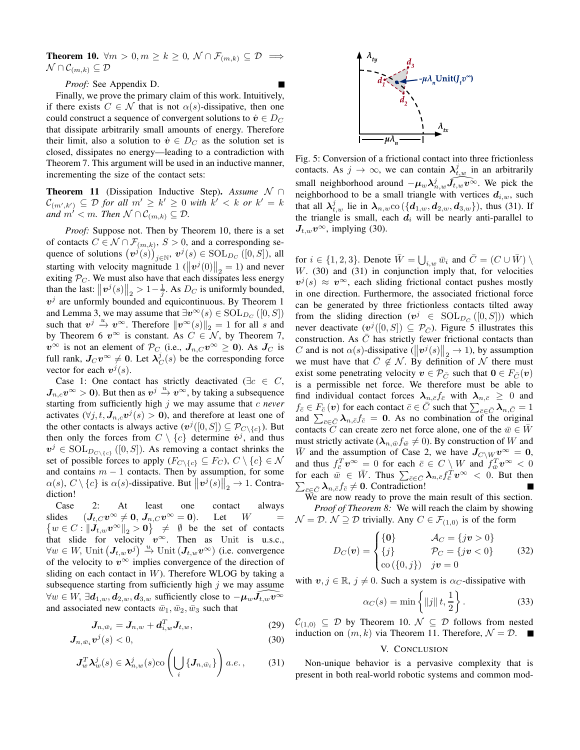**Theorem 10.** $\forall m > 0, m \geq k \geq 0$, $\mathcal{N} \cap \mathcal{F}_{(m,k)} \subseteq \mathcal{D} \implies \mathcal{N} \cap \mathcal{C}_{(m,k)} \subseteq \mathcal{D}$

*Proof:* See Appendix D. ∎

Finally, we prove the primary claim of this work. Intuitively, if there exists $C \in \mathcal{N}$ that is not $\alpha(s)$-dissipative, then one could construct a sequence of convergent solutions to $\dot{\boldsymbol{v}} \in D_C$ that dissipate arbitrarily small amounts of energy. Therefore their limit, also a solution to $\dot{\boldsymbol{v}} \in D_C$ as the solution set is closed, dissipates no energy—leading to a contradiction with Theorem 7. This argument will be used in an inductive manner, incrementing the size of the contact sets:

**Theorem 11** (Dissipation Inductive Step)**.** *Assume $\mathcal{N} \cap \mathcal{C}_{(m',k')} \subseteq \mathcal{D}$ for all $m' \geq k' \geq 0$ with $k' < k$ or $k' = k$ and $m' < m$. Then $\mathcal{N} \cap \mathcal{C}_{(m,k)} \subseteq \mathcal{D}$.*

*Proof:* Suppose not. Then by Theorem 10, there is a set of contacts $C \in \mathcal{N} \cap \mathcal{F}_{(m,k)}$, $S > 0$, and a corresponding sequence of solutions $\left(\boldsymbol{v}^j(s)\right)_{j \in \mathbb{N}}$, $\boldsymbol{v}^j(s) \in \mathrm{SOL}_{D_C}([0,S])$, all starting with velocity magnitude 1 ($\left\|\boldsymbol{v}^j(0)\right\|_2 = 1$) and never exiting $\mathcal{P}_C$. We must also have that each dissipates less energy than the last: $\left\|\boldsymbol{v}^j(s)\right\|_2 > 1 - \frac{1}{j}$. As $D_C$ is uniformly bounded, $\boldsymbol{v}^j$ are unformly bounded and equicontinuous. By Theorem 1 and Lemma 3, we may assume that $\exists \boldsymbol{v}^\infty(s) \in \mathrm{SOL}_{D_C}([0,S])$ such that $\boldsymbol{v}^j \xrightarrow{u} \boldsymbol{v}^\infty$. Therefore $\|\boldsymbol{v}^\infty(s)\|_2 = 1$ for all $s$ and by Theorem 6 $\boldsymbol{v}^\infty$ is constant. As $C \in \mathcal{N}$, by Theorem 7, $\boldsymbol{v}^\infty$ is not an element of $\mathcal{P}_C$ (i.e., $\boldsymbol{J}_{n,C}\boldsymbol{v}^\infty \geq \boldsymbol{0}$). As $\boldsymbol{J}_C$ is full rank, $\boldsymbol{J}_C\boldsymbol{v}^\infty \neq \boldsymbol{0}$. Let $\boldsymbol{\lambda}_C^j(s)$ be the corresponding force vector for each $\boldsymbol{v}^j(s)$.

Case 1: One contact has strictly deactivated ($\exists c \in C$, $\boldsymbol{J}_{n,c}\boldsymbol{v}^\infty > \boldsymbol{0}$). But then as $\boldsymbol{v}^j \xrightarrow{u} \boldsymbol{v}^\infty$, by taking a subsequence starting from sufficiently high $j$ we may assume that $c$ *never* activates ($\forall j, t, \boldsymbol{J}_{n,c}\boldsymbol{v}^j(s) > \boldsymbol{0}$), and therefore at least one of the other contacts is always active ($\boldsymbol{v}^j([0,S]) \subseteq \mathcal{P}_{C \setminus \{c\}}$). But then only the forces from $C \setminus \{c\}$ determine $\dot{\boldsymbol{v}}^j$, and thus $\boldsymbol{v}^j \in \mathrm{SOL}_{D_{C\setminus\{c\}}}([0,S])$. As removing a contact shrinks the set of possible forces to apply ($F_{C\setminus\{c\}} \subseteq F_C$), $C \setminus \{c\} \in \mathcal{N}$ and contains $m-1$ contacts. Then by assumption, for some $\alpha(s)$, $C \setminus \{c\}$ is $\alpha(s)$-dissipative. But $\left\|\boldsymbol{v}^j(s)\right\|_2 \to 1$. Contradiction!

Case 2: At least one contact always slides ($\boldsymbol{J}_{t,C}\boldsymbol{v}^\infty \neq \boldsymbol{0}$, $\boldsymbol{J}_{n,C}\boldsymbol{v}^\infty = \boldsymbol{0}$). Let $W = \left\{w \in C : \|\boldsymbol{J}_{t,w}\boldsymbol{v}^\infty\|_2 > \boldsymbol{0}\right\} \neq \emptyset$ be the set of contacts that slide for velocity $\boldsymbol{v}^\infty$. Then as Unit is u.s.c., $\forall w \in W$, $\mathrm{Unit}\left(\boldsymbol{J}_{t,w}\boldsymbol{v}^j\right) \xrightarrow{u} \mathrm{Unit}\left(\boldsymbol{J}_{t,w}\boldsymbol{v}^\infty\right)$ (i.e. convergence of the velocity to $\boldsymbol{v}^\infty$ implies convergence of the direction of sliding on each contact in $W$). Therefore WLOG by taking a subsequence starting from sufficiently high $j$ we may assume $\forall w \in W$, $\exists \boldsymbol{d}_{1,w}, \boldsymbol{d}_{2,w}, \boldsymbol{d}_{3,w}$ sufficiently close to $-\boldsymbol{\mu}_w\widehat{\boldsymbol{J}_{t,w}\boldsymbol{v}^\infty}$ and associated new contacts $\bar{w}_1, \bar{w}_2, \bar{w}_3$ such that

$$\boldsymbol{J}_{n,\bar{w}_i} = \boldsymbol{J}_{n,w} + \boldsymbol{d}_{i,w}^T\boldsymbol{J}_{t,w}, \tag{29}$$

$$\boldsymbol{J}_{n,\bar{w}_i}\boldsymbol{v}^j(s) < 0, \tag{30}$$

$$\boldsymbol{J}_w^T\boldsymbol{\lambda}_w^j(s) \in \boldsymbol{\lambda}_{n,w}^j(s)\mathrm{co}\left(\bigcup_i \{\boldsymbol{J}_{n,\bar{w}_i}\}\right) \; a.e., \tag{31}$$

Fig. 5: Conversion of a frictional contact into three frictionless contacts. As $j \to \infty$, we can contain $\boldsymbol{\lambda}_{t,w}^j$ in an arbitrarily small neighborhood around $-\boldsymbol{\mu}_w\boldsymbol{\lambda}_{n,w}^j\widehat{\boldsymbol{J}_{t,w}\boldsymbol{v}^\infty}$. We pick the neighborhood to be a small triangle with vertices $\boldsymbol{d}_{i,w}$, such that all $\boldsymbol{\lambda}_{t,w}^j$ lie in $\boldsymbol{\lambda}_{n,w}\mathrm{co}(\{\boldsymbol{d}_{1,w}, \boldsymbol{d}_{2,w}, \boldsymbol{d}_{3,w}\})$, thus (31). If the triangle is small, each $\boldsymbol{d}_i$ will be nearly anti-parallel to $\boldsymbol{J}_{t,w}\boldsymbol{v}^\infty$, implying (30).

for $i \in \{1,2,3\}$. Denote $\bar{W} = \bigcup_{i,w}\bar{w}_i$ and $\bar{C} = (C \cup \bar{W}) \setminus W$. (30) and (31) in conjunction imply that, for velocities $\boldsymbol{v}^j(s) \approx \boldsymbol{v}^\infty$, each sliding frictional contact pushes mostly in one direction. Furthermore, the associated frictional force can be generated by three frictionless contacts tilted away from the sliding direction ($\boldsymbol{v}^j \in \mathrm{SOL}_{D_{\bar{C}}}([0,S])$) which never deactivate ($\boldsymbol{v}^j([0,S]) \subseteq \mathcal{P}_{\bar{C}}$). Figure 5 illustrates this construction. As $\bar{C}$ has strictly fewer frictional contacts than $C$ and is not $\alpha(s)$-dissipative ($\left\|\boldsymbol{v}^j(s)\right\|_2 \to 1$), by assumption we must have that $\bar{C} \notin \mathcal{N}$. By definition of $\mathcal{N}$ there must exist some penetrating velocity $\boldsymbol{v} \in \mathcal{P}_{\bar{C}}$ such that $\boldsymbol{0} \in F_{\bar{C}}(\boldsymbol{v})$ is a permissible net force. We therefore must be able to find individual contact forces $\boldsymbol{\lambda}_{n,\bar{c}}f_{\bar{c}}$ with $\boldsymbol{\lambda}_{n,\bar{c}} \geq 0$ and $f_{\bar{c}} \in F_{\bar{c}}(\boldsymbol{v})$ for each contact $\bar{c} \in \bar{C}$ such that $\sum_{\bar{c}\in\bar{C}}\boldsymbol{\lambda}_{n,\bar{C}} = 1$ and $\sum_{\bar{c}\in\bar{C}}\boldsymbol{\lambda}_{n,\bar{c}}f_{\bar{c}} = \boldsymbol{0}$. As no combination of the original contacts $C$ can create zero net force alone, one of the $\bar{w} \in \bar{W}$ must strictly activate ($\boldsymbol{\lambda}_{n,\bar{w}}f_{\bar{w}} \neq 0$). By construction of $W$ and $\bar{W}$ and the assumption of Case 2, we have $\boldsymbol{J}_{C\setminus W}\boldsymbol{v}^\infty = \boldsymbol{0}$, and thus $f_{\bar{c}}^T\boldsymbol{v}^\infty = 0$ for each $\bar{c} \in C \setminus W$ and $f_{\bar{w}}^T\boldsymbol{v}^\infty < 0$ for each $\bar{w} \in \bar{W}$. Thus $\sum_{\bar{c}\in\bar{C}}\boldsymbol{\lambda}_{n,\bar{c}}f_{\bar{c}}^T\boldsymbol{v}^\infty < 0$. But then $\sum_{\bar{c}\in\bar{C}}\boldsymbol{\lambda}_{n,\bar{c}}f_{\bar{c}} \neq \boldsymbol{0}$. Contradiction! ∎

We are now ready to prove the main result of this section.

*Proof of Theorem 8:* We will reach the claim by showing $\mathcal{N} = \mathcal{D}$. $\mathcal{N} \supseteq \mathcal{D}$ trivially. Any $C \in \mathcal{F}_{(1,0)}$ is of the form

$$D_C(\boldsymbol{v}) = \begin{cases} \{\boldsymbol{0}\} & \mathcal{A}_C = \{j\boldsymbol{v} > 0\} \\ \{j\} & \mathcal{P}_C = \{j\boldsymbol{v} < 0\} \\ \mathrm{co}\left(\{0, j\}\right) & j\boldsymbol{v} = 0 \end{cases} \tag{32}$$

with $\boldsymbol{v}, j \in \mathbb{R}$, $j \neq 0$. Such a system is $\alpha_C$-dissipative with

$$\alpha_C(s) = \min\left\{\|j\|\, t, \frac{1}{2}\right\}. \tag{33}$$

$\mathcal{C}_{(1,0)} \subseteq \mathcal{D}$ by Theorem 10. $\mathcal{N} \subseteq \mathcal{D}$ follows from nested induction on $(m,k)$ via Theorem 11. Therefore, $\mathcal{N} = \mathcal{D}$. ∎

## V. Conclusion

Non-unique behavior is a pervasive complexity that is present in both real-world robotic systems and common mod-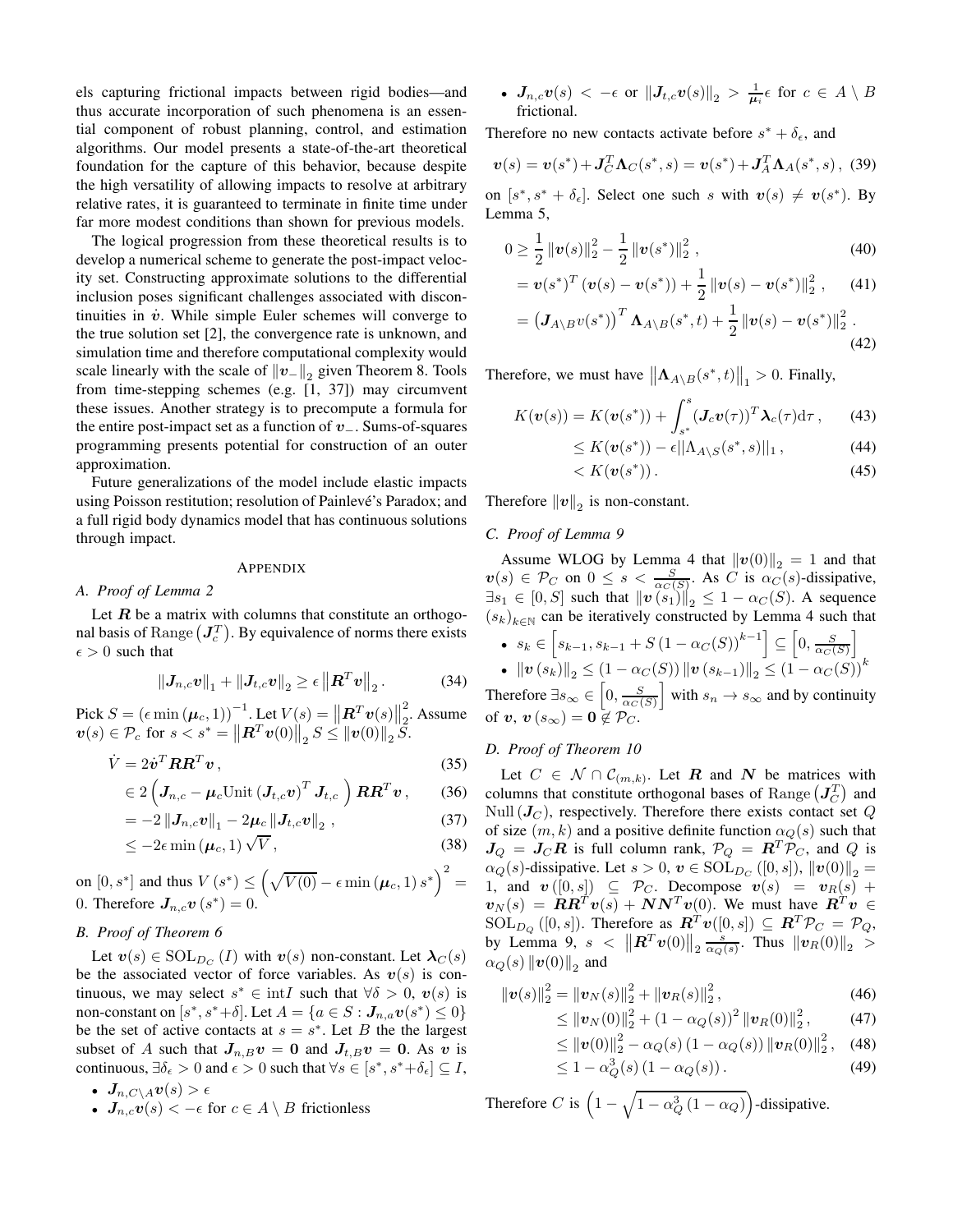els capturing frictional impacts between rigid bodies—and thus accurate incorporation of such phenomena is an essential component of robust planning, control, and estimation algorithms. Our model presents a state-of-the-art theoretical foundation for the capture of this behavior, because despite the high versatility of allowing impacts to resolve at arbitrary relative rates, it is guaranteed to terminate in finite time under far more modest conditions than shown for previous models.

The logical progression from these theoretical results is to develop a numerical scheme to generate the post-impact velocity set. Constructing approximate solutions to the differential inclusion poses significant challenges associated with discontinuities in $\dot{\boldsymbol{v}}$. While simple Euler schemes will converge to the true solution set [2], the convergence rate is unknown, and simulation time and therefore computational complexity would scale linearly with the scale of $\|\boldsymbol{v}_-\|_2$ given Theorem 8. Tools from time-stepping schemes (e.g. [1, 37]) may circumvent these issues. Another strategy is to precompute a formula for the entire post-impact set as a function of $\boldsymbol{v}_-$. Sums-of-squares programming presents potential for construction of an outer approximation.

Future generalizations of the model include elastic impacts using Poisson restitution; resolution of Painlevé's Paradox; and a full rigid body dynamics model that has continuous solutions through impact.

## Appendix

### A. Proof of Lemma 2

Let $\boldsymbol{R}$ be a matrix with columns that constitute an orthogonal basis of $\mathrm{Range}\left(\boldsymbol{J}_c^T\right)$. By equivalence of norms there exists $\epsilon > 0$ such that

$$\|\boldsymbol{J}_{n,c}\boldsymbol{v}\|_1 + \|\boldsymbol{J}_{t,c}\boldsymbol{v}\|_2 \geq \epsilon \left\|\boldsymbol{R}^T\boldsymbol{v}\right\|_2 . \tag{34}$$

Pick $S = (\epsilon \min(\boldsymbol{\mu}_c, 1))^{-1}$. Let $V(s) = \left\|\boldsymbol{R}^T\boldsymbol{v}(s)\right\|_2^2$. Assume $\boldsymbol{v}(s) \in \mathcal{P}_c$ for $s < s^* = \left\|\boldsymbol{R}^T\boldsymbol{v}(0)\right\|_2 S \leq \|\boldsymbol{v}(0)\|_2 S$.

$$\dot{V} = 2\dot{\boldsymbol{v}}^T\boldsymbol{R}\boldsymbol{R}^T\boldsymbol{v} , \tag{35}$$

$$\in 2\left(\boldsymbol{J}_{n,c} - \boldsymbol{\mu}_c \mathrm{Unit}\left(\boldsymbol{J}_{t,c}\boldsymbol{v}\right)^T \boldsymbol{J}_{t,c}\right)\boldsymbol{R}\boldsymbol{R}^T\boldsymbol{v} , \tag{36}$$

$$= -2\|\boldsymbol{J}_{n,c}\boldsymbol{v}\|_1 - 2\boldsymbol{\mu}_c \|\boldsymbol{J}_{t,c}\boldsymbol{v}\|_2 , \tag{37}$$

$$\leq -2\epsilon \min(\boldsymbol{\mu}_c, 1)\sqrt{V} , \tag{38}$$

on $[0, s^*]$ and thus $V(s^*) \leq \left(\sqrt{V(0)} - \epsilon \min(\boldsymbol{\mu}_c, 1)\, s^*\right)^2 = 0$. Therefore $\boldsymbol{J}_{n,c}\boldsymbol{v}(s^*) = 0$.

### B. Proof of Theorem 6

Let $\boldsymbol{v}(s) \in \mathrm{SOL}_{D_C}(I)$ with $\boldsymbol{v}(s)$ non-constant. Let $\boldsymbol{\lambda}_C(s)$ be the associated vector of force variables. As $\boldsymbol{v}(s)$ is continuous, we may select $s^* \in \mathrm{int} I$ such that $\forall \delta > 0$, $\boldsymbol{v}(s)$ is non-constant on $[s^*, s^*+\delta]$. Let $A = \{a \in S : \boldsymbol{J}_{n,a}\boldsymbol{v}(s^*) \leq 0\}$ be the set of active contacts at $s = s^*$. Let $B$ the the largest subset of $A$ such that $\boldsymbol{J}_{n,B}\boldsymbol{v} = \boldsymbol{0}$ and $\boldsymbol{J}_{t,B}\boldsymbol{v} = \boldsymbol{0}$. As $\boldsymbol{v}$ is continuous, $\exists \delta_\epsilon > 0$ and $\epsilon > 0$ such that $\forall s \in [s^*, s^*+\delta_\epsilon] \subseteq I$,

- $\boldsymbol{J}_{n,C\setminus A}\boldsymbol{v}(s) > \epsilon$
- $\boldsymbol{J}_{n,c}\boldsymbol{v}(s) < -\epsilon$ for $c \in A \setminus B$ frictionless
- $\boldsymbol{J}_{n,c}\boldsymbol{v}(s) < -\epsilon$ or $\|\boldsymbol{J}_{t,c}\boldsymbol{v}(s)\|_2 > \frac{1}{\boldsymbol{\mu}_i}\epsilon$ for $c \in A \setminus B$ frictional.

Therefore no new contacts activate before $s^* + \delta_\epsilon$, and

$$\boldsymbol{v}(s) = \boldsymbol{v}(s^*) + \boldsymbol{J}_C^T\boldsymbol{\Lambda}_C(s^*, s) = \boldsymbol{v}(s^*) + \boldsymbol{J}_A^T\boldsymbol{\Lambda}_A(s^*, s) , \tag{39}$$

on $[s^*, s^* + \delta_\epsilon]$. Select one such $s$ with $\boldsymbol{v}(s) \neq \boldsymbol{v}(s^*)$. By Lemma 5,

$$0 \geq \frac{1}{2}\|\boldsymbol{v}(s)\|_2^2 - \frac{1}{2}\|\boldsymbol{v}(s^*)\|_2^2 , \tag{40}$$

$$= \boldsymbol{v}(s^*)^T(\boldsymbol{v}(s) - \boldsymbol{v}(s^*)) + \frac{1}{2}\|\boldsymbol{v}(s) - \boldsymbol{v}(s^*)\|_2^2 , \tag{41}$$

$$= \left(\boldsymbol{J}_{A\setminus B}v(s^*)\right)^T \boldsymbol{\Lambda}_{A\setminus B}(s^*, t) + \frac{1}{2}\|\boldsymbol{v}(s) - \boldsymbol{v}(s^*)\|_2^2 . \tag{42}$$

Therefore, we must have $\left\|\boldsymbol{\Lambda}_{A\setminus B}(s^*, t)\right\|_1 > 0$. Finally,

$$K(\boldsymbol{v}(s)) = K(\boldsymbol{v}(s^*)) + \int_{s^*}^{s}(\boldsymbol{J}_c\boldsymbol{v}(\tau))^T\boldsymbol{\lambda}_c(\tau)\mathrm{d}\tau , \tag{43}$$

$$\leq K(\boldsymbol{v}(s^*)) - \epsilon||\Lambda_{A\setminus S}(s^*, s)||_1 , \tag{44}$$

$$< K(\boldsymbol{v}(s^*)) . \tag{45}$$

Therefore $\|\boldsymbol{v}\|_2$ is non-constant.

### C. Proof of Lemma 9

Assume WLOG by Lemma 4 that $\|\boldsymbol{v}(0)\|_2 = 1$ and that $\boldsymbol{v}(s) \in \mathcal{P}_C$ on $0 \leq s < \frac{S}{\alpha_C(S)}$. As $C$ is $\alpha_C(s)$-dissipative, $\exists s_1 \in [0, S]$ such that $\|\boldsymbol{v}(s_1)\|_2 \leq 1 - \alpha_C(S)$. A sequence $(s_k)_{k\in\mathbb{N}}$ can be iteratively constructed by Lemma 4 such that

- $s_k \in \left[s_{k-1}, s_{k-1} + S(1 - \alpha_C(S))^{k-1}\right] \subseteq \left[0, \frac{S}{\alpha_C(S)}\right]$
- $\|\boldsymbol{v}(s_k)\|_2 \leq (1 - \alpha_C(S))\|\boldsymbol{v}(s_{k-1})\|_2 \leq (1 - \alpha_C(S))^k$

Therefore $\exists s_\infty \in \left[0, \frac{S}{\alpha_C(S)}\right]$ with $s_n \to s_\infty$ and by continuity of $\boldsymbol{v}$, $\boldsymbol{v}(s_\infty) = \boldsymbol{0} \notin \mathcal{P}_C$.

### D. Proof of Theorem 10

Let $C \in \mathcal{N} \cap \mathcal{C}_{(m,k)}$. Let $\boldsymbol{R}$ and $\boldsymbol{N}$ be matrices with columns that constitute orthogonal bases of $\mathrm{Range}\left(\boldsymbol{J}_C^T\right)$ and $\mathrm{Null}(\boldsymbol{J}_C)$, respectively. Therefore there exists contact set $Q$ of size $(m, k)$ and a positive definite function $\alpha_Q(s)$ such that $\boldsymbol{J}_Q = \boldsymbol{J}_C\boldsymbol{R}$ is full column rank, $\mathcal{P}_Q = \boldsymbol{R}^T\mathcal{P}_C$, and $Q$ is $\alpha_Q(s)$-dissipative. Let $s > 0$, $\boldsymbol{v} \in \mathrm{SOL}_{D_C}([0, s])$, $\|\boldsymbol{v}(0)\|_2 = 1$, and $\boldsymbol{v}([0, s]) \subseteq \mathcal{P}_C$. Decompose $\boldsymbol{v}(s) = \boldsymbol{v}_R(s) + \boldsymbol{v}_N(s) = \boldsymbol{R}\boldsymbol{R}^T\boldsymbol{v}(s) + \boldsymbol{N}\boldsymbol{N}^T\boldsymbol{v}(0)$. We must have $\boldsymbol{R}^T\boldsymbol{v} \in \mathrm{SOL}_{D_Q}([0, s])$. Therefore as $\boldsymbol{R}^T\boldsymbol{v}([0, s]) \subseteq \boldsymbol{R}^T\mathcal{P}_C = \mathcal{P}_Q$, by Lemma 9, $s < \left\|\boldsymbol{R}^T\boldsymbol{v}(0)\right\|_2 \frac{s}{\alpha_Q(s)}$. Thus $\|\boldsymbol{v}_R(0)\|_2 > \alpha_Q(s)\|\boldsymbol{v}(0)\|_2$ and

$$\|\boldsymbol{v}(s)\|_2^2 = \|\boldsymbol{v}_N(s)\|_2^2 + \|\boldsymbol{v}_R(s)\|_2^2 , \tag{46}$$

$$\leq \|\boldsymbol{v}_N(0)\|_2^2 + (1 - \alpha_Q(s))^2\|\boldsymbol{v}_R(0)\|_2^2 , \tag{47}$$

$$\leq \|\boldsymbol{v}(0)\|_2^2 - \alpha_Q(s)(1 - \alpha_Q(s))\|\boldsymbol{v}_R(0)\|_2^2 , \tag{48}$$

$$\leq 1 - \alpha_Q^3(s)(1 - \alpha_Q(s)) . \tag{49}$$

Therefore $C$ is $\left(1 - \sqrt{1 - \alpha_Q^3(1 - \alpha_Q)}\right)$-dissipative.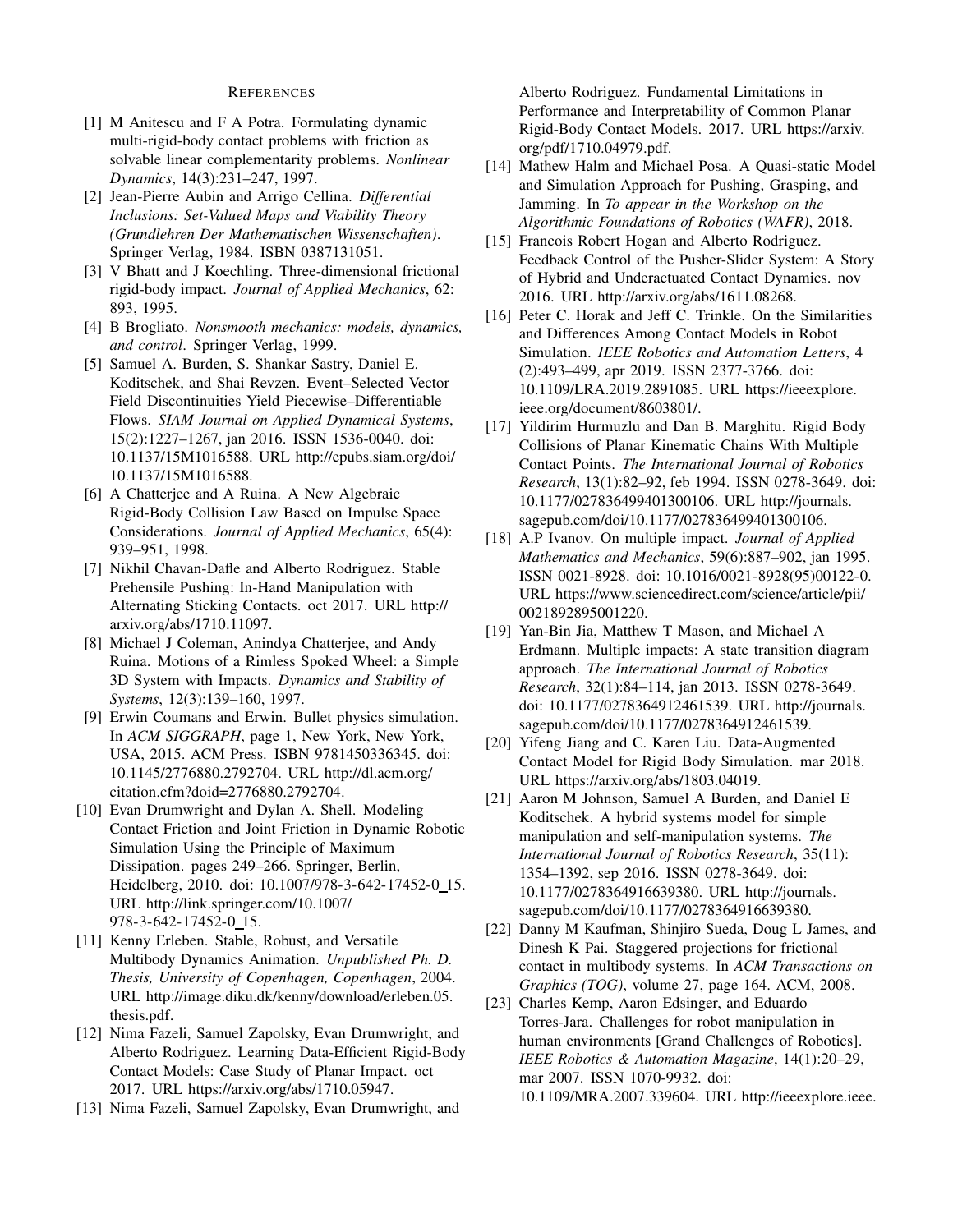## References

[1] M Anitescu and F A Potra. Formulating dynamic multi-rigid-body contact problems with friction as solvable linear complementarity problems. *Nonlinear Dynamics*, 14(3):231–247, 1997.

[2] Jean-Pierre Aubin and Arrigo Cellina. *Differential Inclusions: Set-Valued Maps and Viability Theory (Grundlehren Der Mathematischen Wissenschaften)*. Springer Verlag, 1984. ISBN 0387131051.

[3] V Bhatt and J Koechling. Three-dimensional frictional rigid-body impact. *Journal of Applied Mechanics*, 62: 893, 1995.

[4] B Brogliato. *Nonsmooth mechanics: models, dynamics, and control*. Springer Verlag, 1999.

[5] Samuel A. Burden, S. Shankar Sastry, Daniel E. Koditschek, and Shai Revzen. Event–Selected Vector Field Discontinuities Yield Piecewise–Differentiable Flows. *SIAM Journal on Applied Dynamical Systems*, 15(2):1227–1267, jan 2016. ISSN 1536-0040. doi: 10.1137/15M1016588. URL http://epubs.siam.org/doi/10.1137/15M1016588.

[6] A Chatterjee and A Ruina. A New Algebraic Rigid-Body Collision Law Based on Impulse Space Considerations. *Journal of Applied Mechanics*, 65(4): 939–951, 1998.

[7] Nikhil Chavan-Dafle and Alberto Rodriguez. Stable Prehensile Pushing: In-Hand Manipulation with Alternating Sticking Contacts. oct 2017. URL http://arxiv.org/abs/1710.11097.

[8] Michael J Coleman, Anindya Chatterjee, and Andy Ruina. Motions of a Rimless Spoked Wheel: a Simple 3D System with Impacts. *Dynamics and Stability of Systems*, 12(3):139–160, 1997.

[9] Erwin Coumans and Erwin. Bullet physics simulation. In *ACM SIGGRAPH*, page 1, New York, New York, USA, 2015. ACM Press. ISBN 9781450336345. doi: 10.1145/2776880.2792704. URL http://dl.acm.org/citation.cfm?doid=2776880.2792704.

[10] Evan Drumwright and Dylan A. Shell. Modeling Contact Friction and Joint Friction in Dynamic Robotic Simulation Using the Principle of Maximum Dissipation. pages 249–266. Springer, Berlin, Heidelberg, 2010. doi: 10.1007/978-3-642-17452-0_15. URL http://link.springer.com/10.1007/978-3-642-17452-0_15.

[11] Kenny Erleben. Stable, Robust, and Versatile Multibody Dynamics Animation. *Unpublished Ph. D. Thesis, University of Copenhagen, Copenhagen*, 2004. URL http://image.diku.dk/kenny/download/erleben.05.thesis.pdf.

[12] Nima Fazeli, Samuel Zapolsky, Evan Drumwright, and Alberto Rodriguez. Learning Data-Efficient Rigid-Body Contact Models: Case Study of Planar Impact. oct 2017. URL https://arxiv.org/abs/1710.05947.

[13] Nima Fazeli, Samuel Zapolsky, Evan Drumwright, and Alberto Rodriguez. Fundamental Limitations in Performance and Interpretability of Common Planar Rigid-Body Contact Models. 2017. URL https://arxiv.org/pdf/1710.04979.pdf.

[14] Mathew Halm and Michael Posa. A Quasi-static Model and Simulation Approach for Pushing, Grasping, and Jamming. In *To appear in the Workshop on the Algorithmic Foundations of Robotics (WAFR)*, 2018.

[15] Francois Robert Hogan and Alberto Rodriguez. Feedback Control of the Pusher-Slider System: A Story of Hybrid and Underactuated Contact Dynamics. nov 2016. URL http://arxiv.org/abs/1611.08268.

[16] Peter C. Horak and Jeff C. Trinkle. On the Similarities and Differences Among Contact Models in Robot Simulation. *IEEE Robotics and Automation Letters*, 4 (2):493–499, apr 2019. ISSN 2377-3766. doi: 10.1109/LRA.2019.2891085. URL https://ieeexplore.ieee.org/document/8603801/.

[17] Yildirim Hurmuzlu and Dan B. Marghitu. Rigid Body Collisions of Planar Kinematic Chains With Multiple Contact Points. *The International Journal of Robotics Research*, 13(1):82–92, feb 1994. ISSN 0278-3649. doi: 10.1177/027836499401300106. URL http://journals.sagepub.com/doi/10.1177/027836499401300106.

[18] A.P Ivanov. On multiple impact. *Journal of Applied Mathematics and Mechanics*, 59(6):887–902, jan 1995. ISSN 0021-8928. doi: 10.1016/0021-8928(95)00122-0. URL https://www.sciencedirect.com/science/article/pii/0021892895001220.

[19] Yan-Bin Jia, Matthew T Mason, and Michael A Erdmann. Multiple impacts: A state transition diagram approach. *The International Journal of Robotics Research*, 32(1):84–114, jan 2013. ISSN 0278-3649. doi: 10.1177/0278364912461539. URL http://journals.sagepub.com/doi/10.1177/0278364912461539.

[20] Yifeng Jiang and C. Karen Liu. Data-Augmented Contact Model for Rigid Body Simulation. mar 2018. URL https://arxiv.org/abs/1803.04019.

[21] Aaron M Johnson, Samuel A Burden, and Daniel E Koditschek. A hybrid systems model for simple manipulation and self-manipulation systems. *The International Journal of Robotics Research*, 35(11): 1354–1392, sep 2016. ISSN 0278-3649. doi: 10.1177/0278364916639380. URL http://journals.sagepub.com/doi/10.1177/0278364916639380.

[22] Danny M Kaufman, Shinjiro Sueda, Doug L James, and Dinesh K Pai. Staggered projections for frictional contact in multibody systems. In *ACM Transactions on Graphics (TOG)*, volume 27, page 164. ACM, 2008.

[23] Charles Kemp, Aaron Edsinger, and Eduardo Torres-Jara. Challenges for robot manipulation in human environments [Grand Challenges of Robotics]. *IEEE Robotics & Automation Magazine*, 14(1):20–29, mar 2007. ISSN 1070-9932. doi: 10.1109/MRA.2007.339604. URL http://ieeexplore.ieee.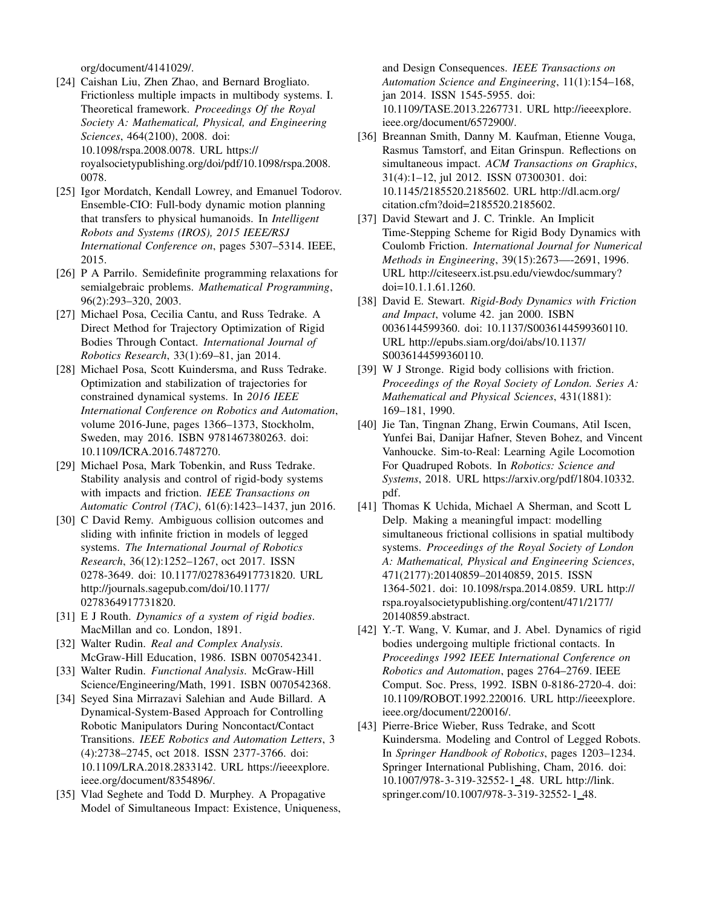org/document/4141029/.

[24] Caishan Liu, Zhen Zhao, and Bernard Brogliato. Frictionless multiple impacts in multibody systems. I. Theoretical framework. *Proceedings Of the Royal Society A: Mathematical, Physical, and Engineering Sciences*, 464(2100), 2008. doi: 10.1098/rspa.2008.0078. URL https://royalsocietypublishing.org/doi/pdf/10.1098/rspa.2008.0078.

[25] Igor Mordatch, Kendall Lowrey, and Emanuel Todorov. Ensemble-CIO: Full-body dynamic motion planning that transfers to physical humanoids. In *Intelligent Robots and Systems (IROS), 2015 IEEE/RSJ International Conference on*, pages 5307–5314. IEEE, 2015.

[26] P A Parrilo. Semidefinite programming relaxations for semialgebraic problems. *Mathematical Programming*, 96(2):293–320, 2003.

[27] Michael Posa, Cecilia Cantu, and Russ Tedrake. A Direct Method for Trajectory Optimization of Rigid Bodies Through Contact. *International Journal of Robotics Research*, 33(1):69–81, jan 2014.

[28] Michael Posa, Scott Kuindersma, and Russ Tedrake. Optimization and stabilization of trajectories for constrained dynamical systems. In *2016 IEEE International Conference on Robotics and Automation*, volume 2016-June, pages 1366–1373, Stockholm, Sweden, may 2016. ISBN 9781467380263. doi: 10.1109/ICRA.2016.7487270.

[29] Michael Posa, Mark Tobenkin, and Russ Tedrake. Stability analysis and control of rigid-body systems with impacts and friction. *IEEE Transactions on Automatic Control (TAC)*, 61(6):1423–1437, jun 2016.

[30] C David Remy. Ambiguous collision outcomes and sliding with infinite friction in models of legged systems. *The International Journal of Robotics Research*, 36(12):1252–1267, oct 2017. ISSN 0278-3649. doi: 10.1177/0278364917731820. URL http://journals.sagepub.com/doi/10.1177/0278364917731820.

[31] E J Routh. *Dynamics of a system of rigid bodies*. MacMillan and co. London, 1891.

[32] Walter Rudin. *Real and Complex Analysis*. McGraw-Hill Education, 1986. ISBN 0070542341.

[33] Walter Rudin. *Functional Analysis*. McGraw-Hill Science/Engineering/Math, 1991. ISBN 0070542368.

[34] Seyed Sina Mirrazavi Salehian and Aude Billard. A Dynamical-System-Based Approach for Controlling Robotic Manipulators During Noncontact/Contact Transitions. *IEEE Robotics and Automation Letters*, 3 (4):2738–2745, oct 2018. ISSN 2377-3766. doi: 10.1109/LRA.2018.2833142. URL https://ieeexplore.ieee.org/document/8354896/.

[35] Vlad Seghete and Todd D. Murphey. A Propagative Model of Simultaneous Impact: Existence, Uniqueness, and Design Consequences. *IEEE Transactions on Automation Science and Engineering*, 11(1):154–168, jan 2014. ISSN 1545-5955. doi: 10.1109/TASE.2013.2267731. URL http://ieeexplore.ieee.org/document/6572900/.

[36] Breannan Smith, Danny M. Kaufman, Etienne Vouga, Rasmus Tamstorf, and Eitan Grinspun. Reflections on simultaneous impact. *ACM Transactions on Graphics*, 31(4):1–12, jul 2012. ISSN 07300301. doi: 10.1145/2185520.2185602. URL http://dl.acm.org/citation.cfm?doid=2185520.2185602.

[37] David Stewart and J. C. Trinkle. An Implicit Time-Stepping Scheme for Rigid Body Dynamics with Coulomb Friction. *International Journal for Numerical Methods in Engineering*, 39(15):2673—-2691, 1996. URL http://citeseerx.ist.psu.edu/viewdoc/summary?doi=10.1.1.61.1260.

[38] David E. Stewart. *Rigid-Body Dynamics with Friction and Impact*, volume 42. jan 2000. ISBN 0036144599360. doi: 10.1137/S0036144599360110. URL http://epubs.siam.org/doi/abs/10.1137/S0036144599360110.

[39] W J Stronge. Rigid body collisions with friction. *Proceedings of the Royal Society of London. Series A: Mathematical and Physical Sciences*, 431(1881): 169–181, 1990.

[40] Jie Tan, Tingnan Zhang, Erwin Coumans, Atil Iscen, Yunfei Bai, Danijar Hafner, Steven Bohez, and Vincent Vanhoucke. Sim-to-Real: Learning Agile Locomotion For Quadruped Robots. In *Robotics: Science and Systems*, 2018. URL https://arxiv.org/pdf/1804.10332.pdf.

[41] Thomas K Uchida, Michael A Sherman, and Scott L Delp. Making a meaningful impact: modelling simultaneous frictional collisions in spatial multibody systems. *Proceedings of the Royal Society of London A: Mathematical, Physical and Engineering Sciences*, 471(2177):20140859–20140859, 2015. ISSN 1364-5021. doi: 10.1098/rspa.2014.0859. URL http://rspa.royalsocietypublishing.org/content/471/2177/20140859.abstract.

[42] Y.-T. Wang, V. Kumar, and J. Abel. Dynamics of rigid bodies undergoing multiple frictional contacts. In *Proceedings 1992 IEEE International Conference on Robotics and Automation*, pages 2764–2769. IEEE Comput. Soc. Press, 1992. ISBN 0-8186-2720-4. doi: 10.1109/ROBOT.1992.220016. URL http://ieeexplore.ieee.org/document/220016/.

[43] Pierre-Brice Wieber, Russ Tedrake, and Scott Kuindersma. Modeling and Control of Legged Robots. In *Springer Handbook of Robotics*, pages 1203–1234. Springer International Publishing, Cham, 2016. doi: 10.1007/978-3-319-32552-1_48. URL http://link.springer.com/10.1007/978-3-319-32552-1_48.